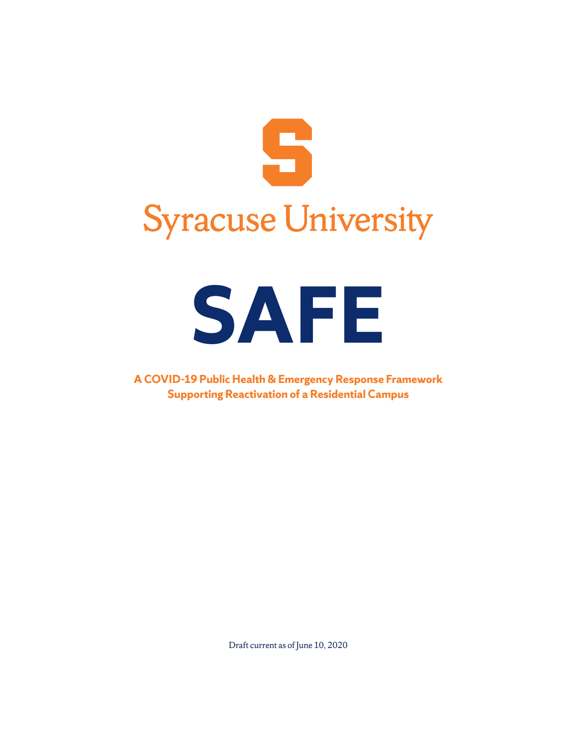Syracuse University

# SAFE

**A COVID-19 Public Health & Emergency Response Framework Supporting Reactivation of a Residential Campus**

Draft current as of June 10, 2020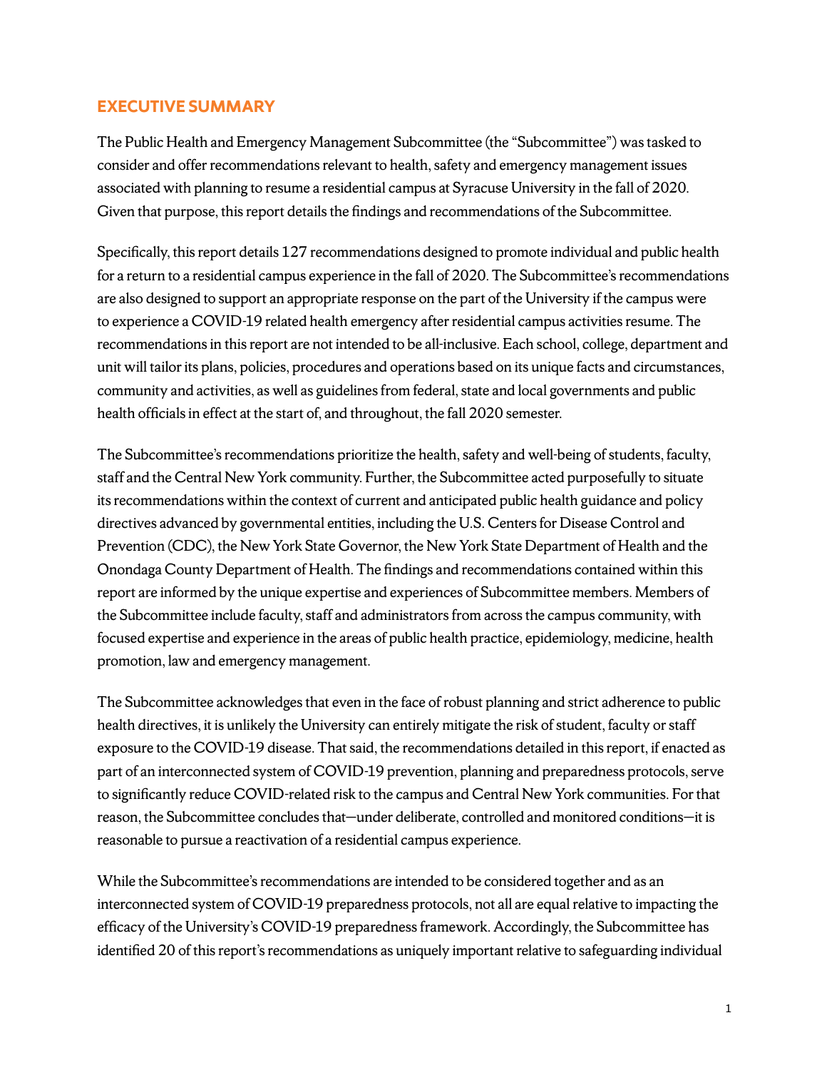## EXECUTIVE SUMMARY

The Public Health and Emergency Management Subcommittee (the "Subcommittee") was tasked to consider and offer recommendations relevant to health, safety and emergency management issues associated with planning to resume a residential campus at Syracuse University in the fall of 2020. Given that purpose, this report details the findings and recommendations of the Subcommittee.

Specifically, this report details 127 recommendations designed to promote individual and public health for a return to a residential campus experience in the fall of 2020. The Subcommittee's recommendations are also designed to support an appropriate response on the part of the University if the campus were to experience a COVID-19 related health emergency after residential campus activities resume. The recommendations in this report are not intended to be all-inclusive. Each school, college, department and unit will tailor its plans, policies, procedures and operations based on its unique facts and circumstances, community and activities, as well as guidelines from federal, state and local governments and public health officials in effect at the start of, and throughout, the fall 2020 semester.

The Subcommittee's recommendations prioritize the health, safety and well-being of students, faculty, staff and the Central New York community. Further, the Subcommittee acted purposefully to situate its recommendations within the context of current and anticipated public health guidance and policy directives advanced by governmental entities, including the U.S. Centers for Disease Control and Prevention (CDC), the New York State Governor, the New York State Department of Health and the Onondaga County Department of Health. The findings and recommendations contained within this report are informed by the unique expertise and experiences of Subcommittee members. Members of the Subcommittee include faculty, staff and administrators from across the campus community, with focused expertise and experience in the areas of public health practice, epidemiology, medicine, health promotion, law and emergency management.

The Subcommittee acknowledges that even in the face of robust planning and strict adherence to public health directives, it is unlikely the University can entirely mitigate the risk of student, faculty or staff exposure to the COVID-19 disease. That said, the recommendations detailed in this report, if enacted as part of an interconnected system of COVID-19 prevention, planning and preparedness protocols, serve to significantly reduce COVID-related risk to the campus and Central New York communities. For that reason, the Subcommittee concludes that—under deliberate, controlled and monitored conditions—it is reasonable to pursue a reactivation of a residential campus experience.

While the Subcommittee's recommendations are intended to be considered together and as an interconnected system of COVID-19 preparedness protocols, not all are equal relative to impacting the efficacy of the University's COVID-19 preparedness framework. Accordingly, the Subcommittee has identified 20 of this report's recommendations as uniquely important relative to safeguarding individual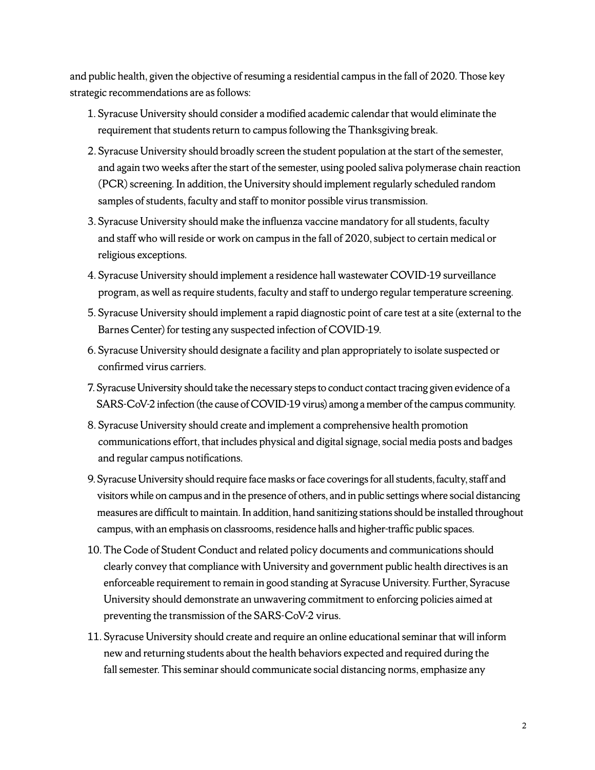and public health, given the objective of resuming a residential campus in the fall of 2020. Those key strategic recommendations are as follows:

1. Syracuse University should consider a modified academic calendar that would eliminate the requirement that students return to campus following the Thanksgiving break.
2. Syracuse University should broadly screen the student population at the start of the semester, and again two weeks after the start of the semester, using pooled saliva polymerase chain reaction (PCR) screening. In addition, the University should implement regularly scheduled random samples of students, faculty and staff to monitor possible virus transmission.
3. Syracuse University should make the influenza vaccine mandatory for all students, faculty and staff who will reside or work on campus in the fall of 2020, subject to certain medical or religious exceptions.
4. Syracuse University should implement a residence hall wastewater COVID-19 surveillance program, as well as require students, faculty and staff to undergo regular temperature screening.
5. Syracuse University should implement a rapid diagnostic point of care test at a site (external to the Barnes Center) for testing any suspected infection of COVID-19.
6. Syracuse University should designate a facility and plan appropriately to isolate suspected or confirmed virus carriers.
7. Syracuse University should take the necessary steps to conduct contact tracing given evidence of a SARS-CoV-2 infection (the cause of COVID-19 virus) among a member of the campus community.
8. Syracuse University should create and implement a comprehensive health promotion communications effort, that includes physical and digital signage, social media posts and badges and regular campus notifications.
9. Syracuse University should require face masks or face coverings for all students, faculty, staff and visitors while on campus and in the presence of others, and in public settings where social distancing measures are difficult to maintain. In addition, hand sanitizing stations should be installed throughout campus, with an emphasis on classrooms, residence halls and higher-traffic public spaces.
10. The Code of Student Conduct and related policy documents and communications should clearly convey that compliance with University and government public health directives is an enforceable requirement to remain in good standing at Syracuse University. Further, Syracuse University should demonstrate an unwavering commitment to enforcing policies aimed at preventing the transmission of the SARS-CoV-2 virus.
11. Syracuse University should create and require an online educational seminar that will inform new and returning students about the health behaviors expected and required during the fall semester. This seminar should communicate social distancing norms, emphasize any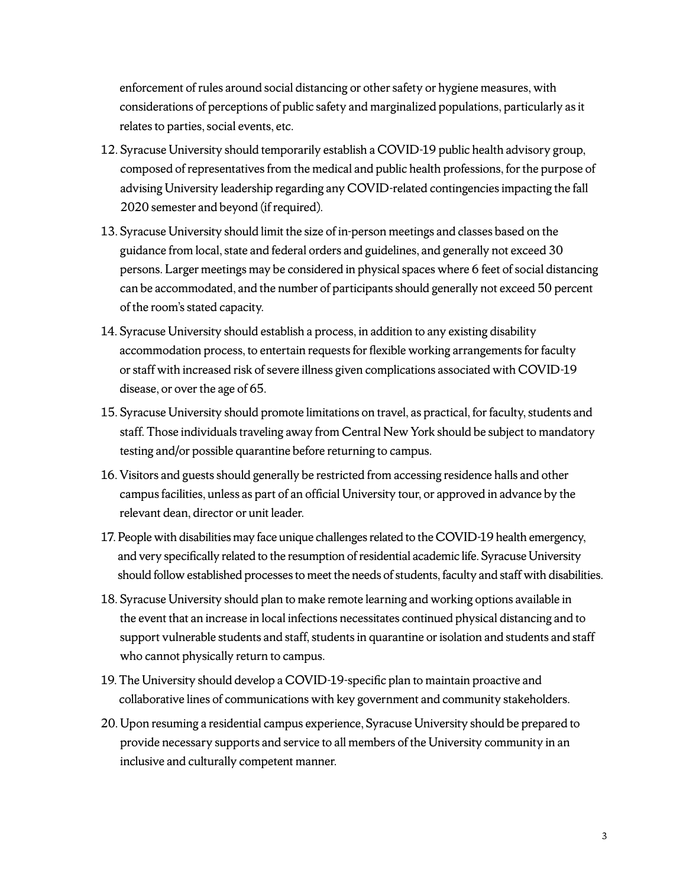enforcement of rules around social distancing or other safety or hygiene measures, with considerations of perceptions of public safety and marginalized populations, particularly as it relates to parties, social events, etc.

12. Syracuse University should temporarily establish a COVID-19 public health advisory group, composed of representatives from the medical and public health professions, for the purpose of advising University leadership regarding any COVID-related contingencies impacting the fall 2020 semester and beyond (if required).
13. Syracuse University should limit the size of in-person meetings and classes based on the guidance from local, state and federal orders and guidelines, and generally not exceed 30 persons. Larger meetings may be considered in physical spaces where 6 feet of social distancing can be accommodated, and the number of participants should generally not exceed 50 percent of the room's stated capacity.
14. Syracuse University should establish a process, in addition to any existing disability accommodation process, to entertain requests for flexible working arrangements for faculty or staff with increased risk of severe illness given complications associated with COVID-19 disease, or over the age of 65.
15. Syracuse University should promote limitations on travel, as practical, for faculty, students and staff. Those individuals traveling away from Central New York should be subject to mandatory testing and/or possible quarantine before returning to campus.
16. Visitors and guests should generally be restricted from accessing residence halls and other campus facilities, unless as part of an official University tour, or approved in advance by the relevant dean, director or unit leader.
17. People with disabilities may face unique challenges related to the COVID-19 health emergency, and very specifically related to the resumption of residential academic life. Syracuse University should follow established processes to meet the needs of students, faculty and staff with disabilities.
18. Syracuse University should plan to make remote learning and working options available in the event that an increase in local infections necessitates continued physical distancing and to support vulnerable students and staff, students in quarantine or isolation and students and staff who cannot physically return to campus.
19. The University should develop a COVID-19-specific plan to maintain proactive and collaborative lines of communications with key government and community stakeholders.
20. Upon resuming a residential campus experience, Syracuse University should be prepared to provide necessary supports and service to all members of the University community in an inclusive and culturally competent manner.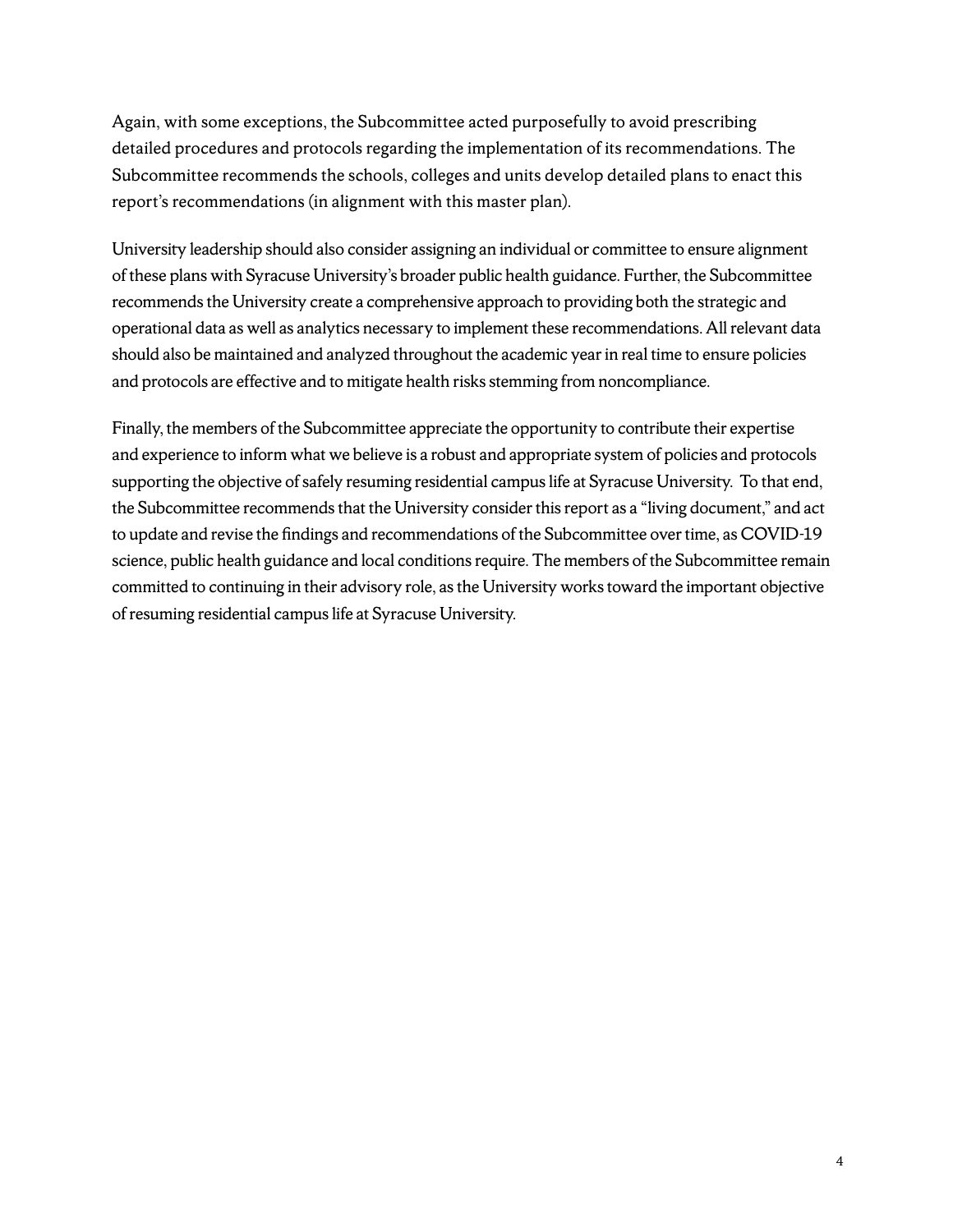Again, with some exceptions, the Subcommittee acted purposefully to avoid prescribing detailed procedures and protocols regarding the implementation of its recommendations. The Subcommittee recommends the schools, colleges and units develop detailed plans to enact this report's recommendations (in alignment with this master plan).

University leadership should also consider assigning an individual or committee to ensure alignment of these plans with Syracuse University's broader public health guidance. Further, the Subcommittee recommends the University create a comprehensive approach to providing both the strategic and operational data as well as analytics necessary to implement these recommendations. All relevant data should also be maintained and analyzed throughout the academic year in real time to ensure policies and protocols are effective and to mitigate health risks stemming from noncompliance.

Finally, the members of the Subcommittee appreciate the opportunity to contribute their expertise and experience to inform what we believe is a robust and appropriate system of policies and protocols supporting the objective of safely resuming residential campus life at Syracuse University. To that end, the Subcommittee recommends that the University consider this report as a "living document," and act to update and revise the findings and recommendations of the Subcommittee over time, as COVID-19 science, public health guidance and local conditions require. The members of the Subcommittee remain committed to continuing in their advisory role, as the University works toward the important objective of resuming residential campus life at Syracuse University.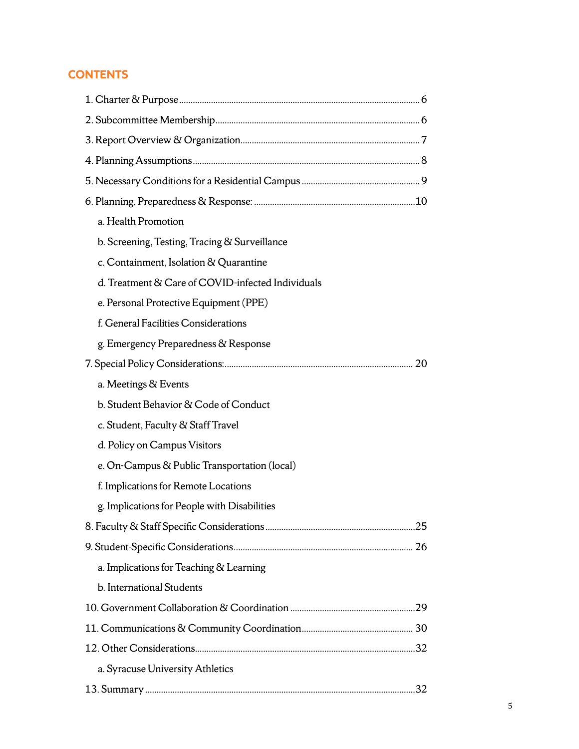## CONTENTS

1. Charter & Purpose ........................................................................................ 6
2. Subcommittee Membership ........................................................................ 6
3. Report Overview & Organization ............................................................ 7
4. Planning Assumptions ................................................................................. 8
5. Necessary Conditions for a Residential Campus .................................. 9
6. Planning, Preparedness & Response: ................................................... 10
   a. Health Promotion
   b. Screening, Testing, Tracing & Surveillance
   c. Containment, Isolation & Quarantine
   d. Treatment & Care of COVID-infected Individuals
   e. Personal Protective Equipment (PPE)
   f. General Facilities Considerations
   g. Emergency Preparedness & Response
7. Special Policy Considerations: ................................................................ 20
   a. Meetings & Events
   b. Student Behavior & Code of Conduct
   c. Student, Faculty & Staff Travel
   d. Policy on Campus Visitors
   e. On-Campus & Public Transportation (local)
   f. Implications for Remote Locations
   g. Implications for People with Disabilities
8. Faculty & Staff Specific Considerations ................................................ 25
9. Student-Specific Considerations ............................................................. 26
   a. Implications for Teaching & Learning
   b. International Students
10. Government Collaboration & Coordination ........................................ 29
11. Communications & Community Coordination ..................................... 30
12. Other Considerations ............................................................................... 32
    a. Syracuse University Athletics
13. Summary ...................................................................................................... 32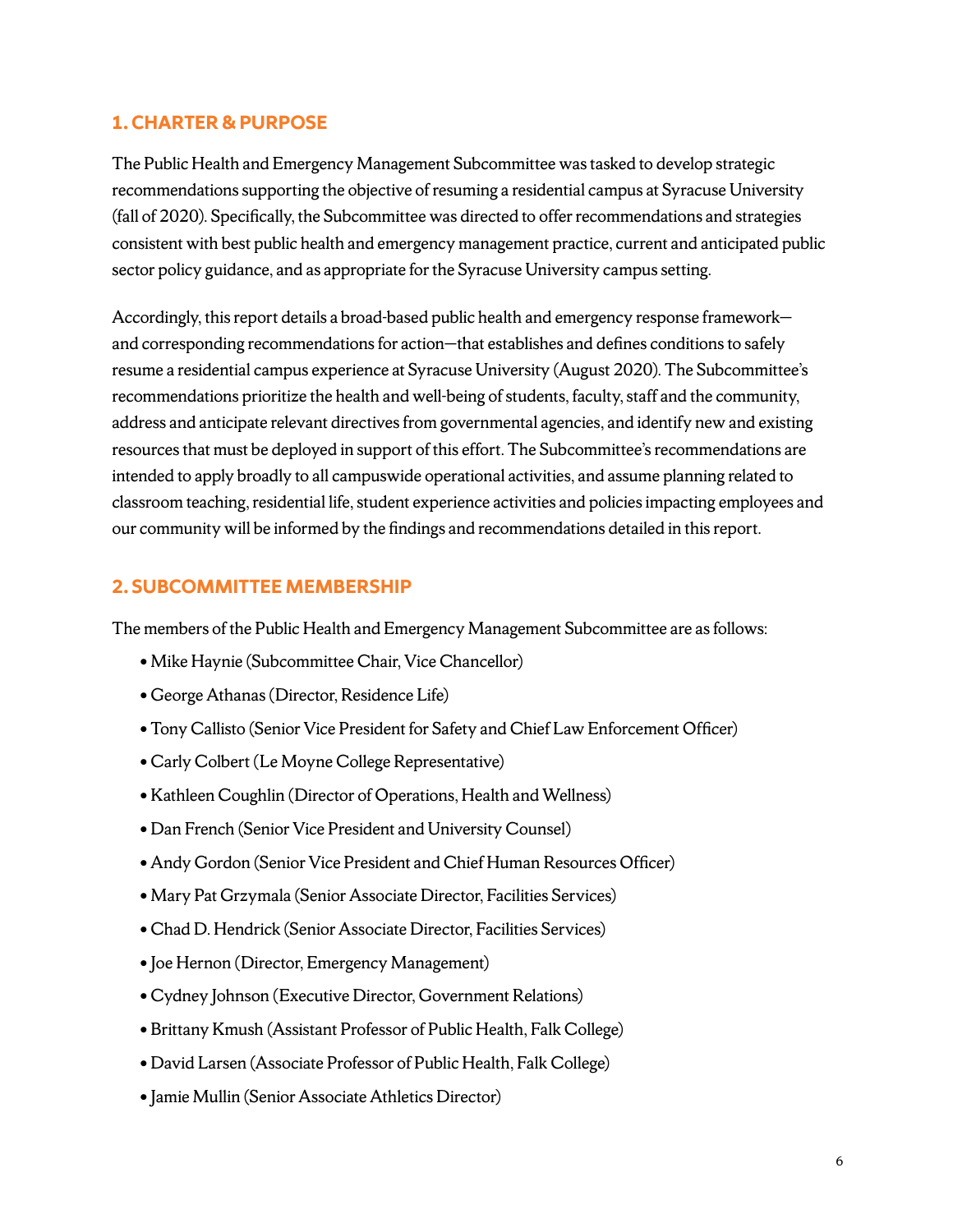## 1. CHARTER & PURPOSE

The Public Health and Emergency Management Subcommittee was tasked to develop strategic recommendations supporting the objective of resuming a residential campus at Syracuse University (fall of 2020). Specifically, the Subcommittee was directed to offer recommendations and strategies consistent with best public health and emergency management practice, current and anticipated public sector policy guidance, and as appropriate for the Syracuse University campus setting.

Accordingly, this report details a broad-based public health and emergency response framework—and corresponding recommendations for action—that establishes and defines conditions to safely resume a residential campus experience at Syracuse University (August 2020). The Subcommittee's recommendations prioritize the health and well-being of students, faculty, staff and the community, address and anticipate relevant directives from governmental agencies, and identify new and existing resources that must be deployed in support of this effort. The Subcommittee's recommendations are intended to apply broadly to all campuswide operational activities, and assume planning related to classroom teaching, residential life, student experience activities and policies impacting employees and our community will be informed by the findings and recommendations detailed in this report.

## 2. SUBCOMMITTEE MEMBERSHIP

The members of the Public Health and Emergency Management Subcommittee are as follows:

- Mike Haynie (Subcommittee Chair, Vice Chancellor)
- George Athanas (Director, Residence Life)
- Tony Callisto (Senior Vice President for Safety and Chief Law Enforcement Officer)
- Carly Colbert (Le Moyne College Representative)
- Kathleen Coughlin (Director of Operations, Health and Wellness)
- Dan French (Senior Vice President and University Counsel)
- Andy Gordon (Senior Vice President and Chief Human Resources Officer)
- Mary Pat Grzymala (Senior Associate Director, Facilities Services)
- Chad D. Hendrick (Senior Associate Director, Facilities Services)
- Joe Hernon (Director, Emergency Management)
- Cydney Johnson (Executive Director, Government Relations)
- Brittany Kmush (Assistant Professor of Public Health, Falk College)
- David Larsen (Associate Professor of Public Health, Falk College)
- Jamie Mullin (Senior Associate Athletics Director)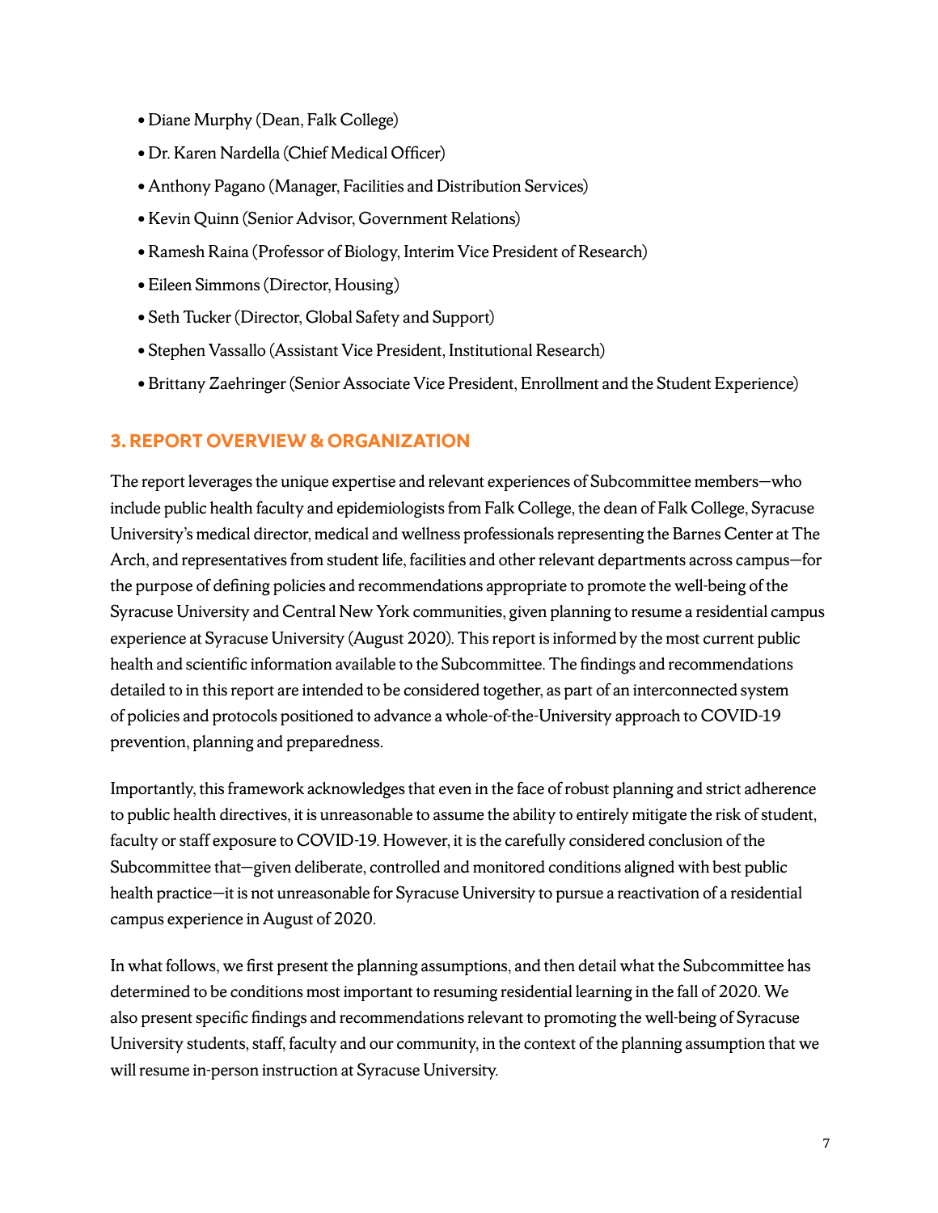- Diane Murphy (Dean, Falk College)
- Dr. Karen Nardella (Chief Medical Officer)
- Anthony Pagano (Manager, Facilities and Distribution Services)
- Kevin Quinn (Senior Advisor, Government Relations)
- Ramesh Raina (Professor of Biology, Interim Vice President of Research)
- Eileen Simmons (Director, Housing)
- Seth Tucker (Director, Global Safety and Support)
- Stephen Vassallo (Assistant Vice President, Institutional Research)
- Brittany Zaehringer (Senior Associate Vice President, Enrollment and the Student Experience)

## 3. REPORT OVERVIEW & ORGANIZATION

The report leverages the unique expertise and relevant experiences of Subcommittee members—who include public health faculty and epidemiologists from Falk College, the dean of Falk College, Syracuse University's medical director, medical and wellness professionals representing the Barnes Center at The Arch, and representatives from student life, facilities and other relevant departments across campus—for the purpose of defining policies and recommendations appropriate to promote the well-being of the Syracuse University and Central New York communities, given planning to resume a residential campus experience at Syracuse University (August 2020). This report is informed by the most current public health and scientific information available to the Subcommittee. The findings and recommendations detailed to in this report are intended to be considered together, as part of an interconnected system of policies and protocols positioned to advance a whole-of-the-University approach to COVID-19 prevention, planning and preparedness.

Importantly, this framework acknowledges that even in the face of robust planning and strict adherence to public health directives, it is unreasonable to assume the ability to entirely mitigate the risk of student, faculty or staff exposure to COVID-19. However, it is the carefully considered conclusion of the Subcommittee that—given deliberate, controlled and monitored conditions aligned with best public health practice—it is not unreasonable for Syracuse University to pursue a reactivation of a residential campus experience in August of 2020.

In what follows, we first present the planning assumptions, and then detail what the Subcommittee has determined to be conditions most important to resuming residential learning in the fall of 2020. We also present specific findings and recommendations relevant to promoting the well-being of Syracuse University students, staff, faculty and our community, in the context of the planning assumption that we will resume in-person instruction at Syracuse University.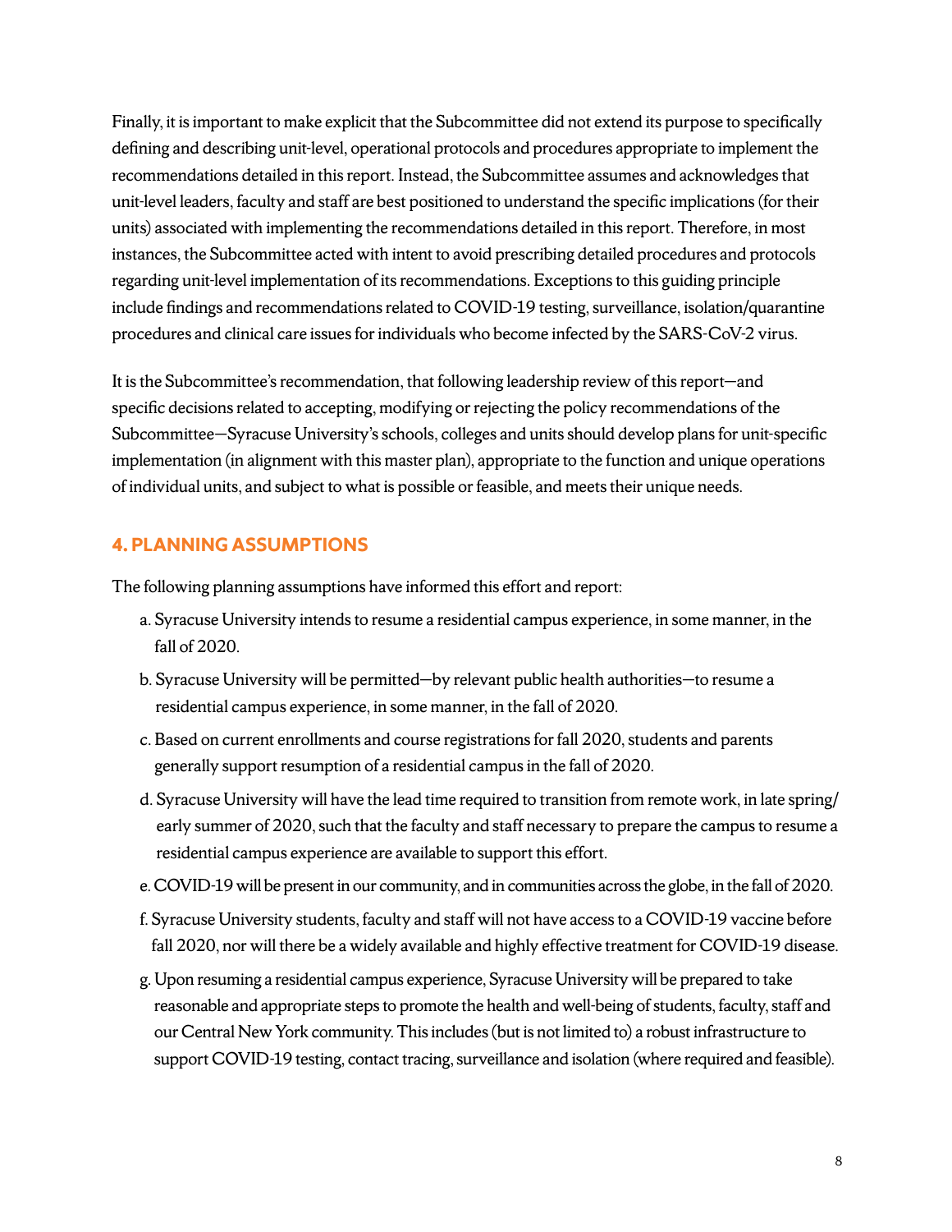Finally, it is important to make explicit that the Subcommittee did not extend its purpose to specifically defining and describing unit-level, operational protocols and procedures appropriate to implement the recommendations detailed in this report. Instead, the Subcommittee assumes and acknowledges that unit-level leaders, faculty and staff are best positioned to understand the specific implications (for their units) associated with implementing the recommendations detailed in this report. Therefore, in most instances, the Subcommittee acted with intent to avoid prescribing detailed procedures and protocols regarding unit-level implementation of its recommendations. Exceptions to this guiding principle include findings and recommendations related to COVID-19 testing, surveillance, isolation/quarantine procedures and clinical care issues for individuals who become infected by the SARS-CoV-2 virus.

It is the Subcommittee's recommendation, that following leadership review of this report—and specific decisions related to accepting, modifying or rejecting the policy recommendations of the Subcommittee—Syracuse University's schools, colleges and units should develop plans for unit-specific implementation (in alignment with this master plan), appropriate to the function and unique operations of individual units, and subject to what is possible or feasible, and meets their unique needs.

## 4. PLANNING ASSUMPTIONS

The following planning assumptions have informed this effort and report:

a. Syracuse University intends to resume a residential campus experience, in some manner, in the fall of 2020.

b. Syracuse University will be permitted—by relevant public health authorities—to resume a residential campus experience, in some manner, in the fall of 2020.

c. Based on current enrollments and course registrations for fall 2020, students and parents generally support resumption of a residential campus in the fall of 2020.

d. Syracuse University will have the lead time required to transition from remote work, in late spring/early summer of 2020, such that the faculty and staff necessary to prepare the campus to resume a residential campus experience are available to support this effort.

e. COVID-19 will be present in our community, and in communities across the globe, in the fall of 2020.

f. Syracuse University students, faculty and staff will not have access to a COVID-19 vaccine before fall 2020, nor will there be a widely available and highly effective treatment for COVID-19 disease.

g. Upon resuming a residential campus experience, Syracuse University will be prepared to take reasonable and appropriate steps to promote the health and well-being of students, faculty, staff and our Central New York community. This includes (but is not limited to) a robust infrastructure to support COVID-19 testing, contact tracing, surveillance and isolation (where required and feasible).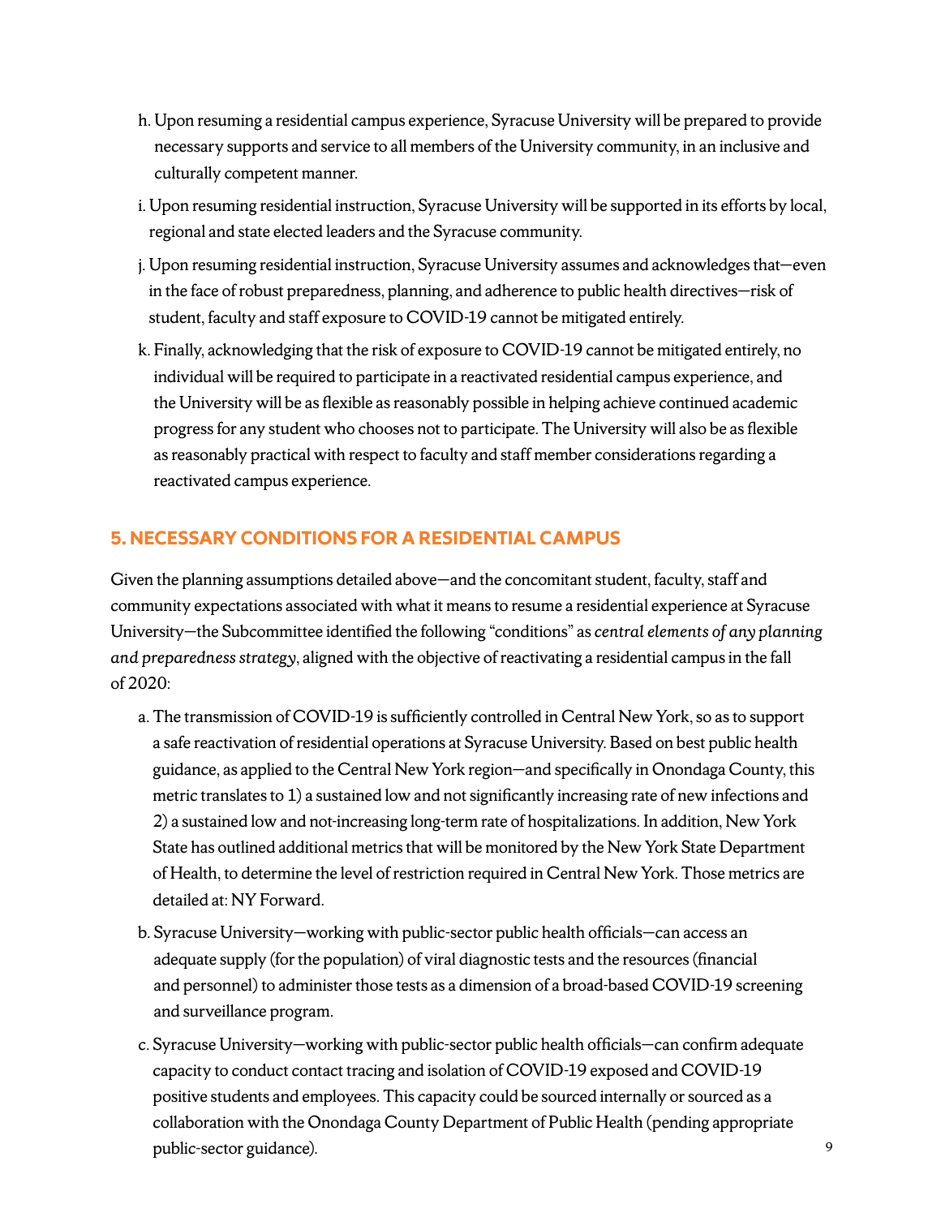h. Upon resuming a residential campus experience, Syracuse University will be prepared to provide necessary supports and service to all members of the University community, in an inclusive and culturally competent manner.

i. Upon resuming residential instruction, Syracuse University will be supported in its efforts by local, regional and state elected leaders and the Syracuse community.

j. Upon resuming residential instruction, Syracuse University assumes and acknowledges that—even in the face of robust preparedness, planning, and adherence to public health directives—risk of student, faculty and staff exposure to COVID-19 cannot be mitigated entirely.

k. Finally, acknowledging that the risk of exposure to COVID-19 cannot be mitigated entirely, no individual will be required to participate in a reactivated residential campus experience, and the University will be as flexible as reasonably possible in helping achieve continued academic progress for any student who chooses not to participate. The University will also be as flexible as reasonably practical with respect to faculty and staff member considerations regarding a reactivated campus experience.

## 5. NECESSARY CONDITIONS FOR A RESIDENTIAL CAMPUS

Given the planning assumptions detailed above—and the concomitant student, faculty, staff and community expectations associated with what it means to resume a residential experience at Syracuse University—the Subcommittee identified the following "conditions" as *central elements of any planning and preparedness strategy*, aligned with the objective of reactivating a residential campus in the fall of 2020:

a. The transmission of COVID-19 is sufficiently controlled in Central New York, so as to support a safe reactivation of residential operations at Syracuse University. Based on best public health guidance, as applied to the Central New York region—and specifically in Onondaga County, this metric translates to 1) a sustained low and not significantly increasing rate of new infections and 2) a sustained low and not-increasing long-term rate of hospitalizations. In addition, New York State has outlined additional metrics that will be monitored by the New York State Department of Health, to determine the level of restriction required in Central New York. Those metrics are detailed at: NY Forward.

b. Syracuse University—working with public-sector public health officials—can access an adequate supply (for the population) of viral diagnostic tests and the resources (financial and personnel) to administer those tests as a dimension of a broad-based COVID-19 screening and surveillance program.

c. Syracuse University—working with public-sector public health officials—can confirm adequate capacity to conduct contact tracing and isolation of COVID-19 exposed and COVID-19 positive students and employees. This capacity could be sourced internally or sourced as a collaboration with the Onondaga County Department of Public Health (pending appropriate public-sector guidance).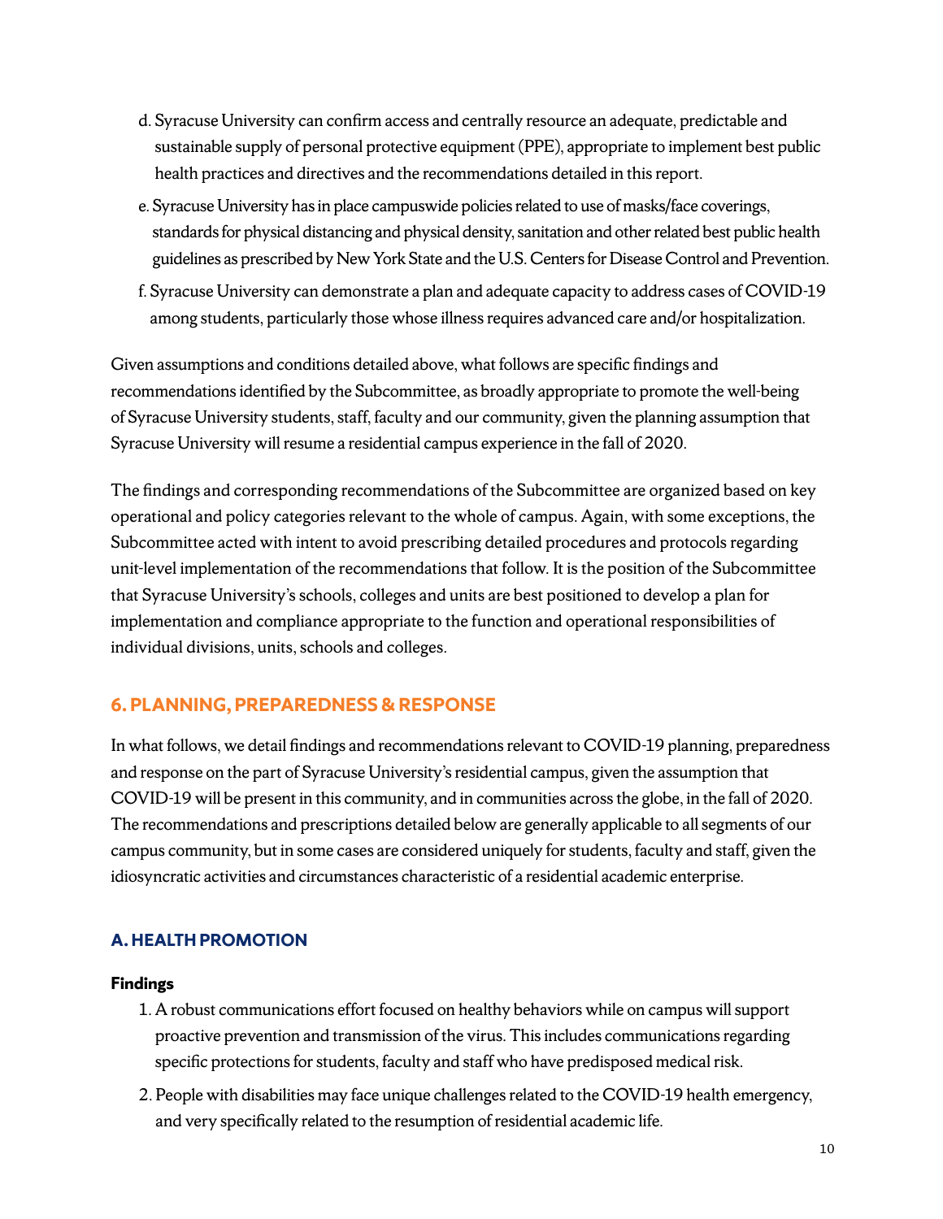d. Syracuse University can confirm access and centrally resource an adequate, predictable and sustainable supply of personal protective equipment (PPE), appropriate to implement best public health practices and directives and the recommendations detailed in this report.

e. Syracuse University has in place campuswide policies related to use of masks/face coverings, standards for physical distancing and physical density, sanitation and other related best public health guidelines as prescribed by New York State and the U.S. Centers for Disease Control and Prevention.

f. Syracuse University can demonstrate a plan and adequate capacity to address cases of COVID-19 among students, particularly those whose illness requires advanced care and/or hospitalization.

Given assumptions and conditions detailed above, what follows are specific findings and recommendations identified by the Subcommittee, as broadly appropriate to promote the well-being of Syracuse University students, staff, faculty and our community, given the planning assumption that Syracuse University will resume a residential campus experience in the fall of 2020.

The findings and corresponding recommendations of the Subcommittee are organized based on key operational and policy categories relevant to the whole of campus. Again, with some exceptions, the Subcommittee acted with intent to avoid prescribing detailed procedures and protocols regarding unit-level implementation of the recommendations that follow. It is the position of the Subcommittee that Syracuse University's schools, colleges and units are best positioned to develop a plan for implementation and compliance appropriate to the function and operational responsibilities of individual divisions, units, schools and colleges.

## 6. PLANNING, PREPAREDNESS & RESPONSE

In what follows, we detail findings and recommendations relevant to COVID-19 planning, preparedness and response on the part of Syracuse University's residential campus, given the assumption that COVID-19 will be present in this community, and in communities across the globe, in the fall of 2020. The recommendations and prescriptions detailed below are generally applicable to all segments of our campus community, but in some cases are considered uniquely for students, faculty and staff, given the idiosyncratic activities and circumstances characteristic of a residential academic enterprise.

### A. HEALTH PROMOTION

**Findings**

1. A robust communications effort focused on healthy behaviors while on campus will support proactive prevention and transmission of the virus. This includes communications regarding specific protections for students, faculty and staff who have predisposed medical risk.
2. People with disabilities may face unique challenges related to the COVID-19 health emergency, and very specifically related to the resumption of residential academic life.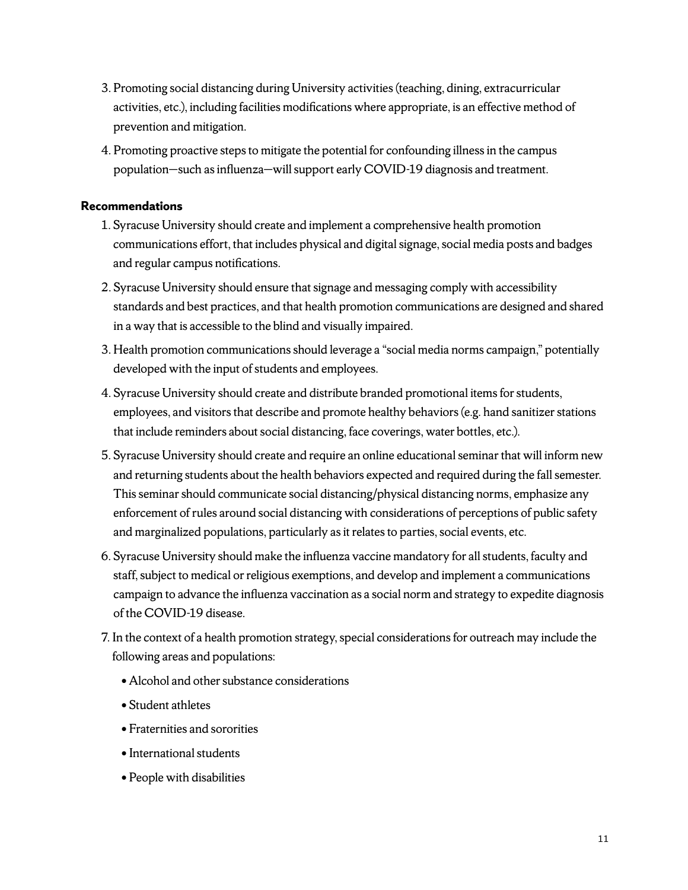3. Promoting social distancing during University activities (teaching, dining, extracurricular activities, etc.), including facilities modifications where appropriate, is an effective method of prevention and mitigation.
4. Promoting proactive steps to mitigate the potential for confounding illness in the campus population—such as influenza—will support early COVID-19 diagnosis and treatment.

**Recommendations**

1. Syracuse University should create and implement a comprehensive health promotion communications effort, that includes physical and digital signage, social media posts and badges and regular campus notifications.
2. Syracuse University should ensure that signage and messaging comply with accessibility standards and best practices, and that health promotion communications are designed and shared in a way that is accessible to the blind and visually impaired.
3. Health promotion communications should leverage a "social media norms campaign," potentially developed with the input of students and employees.
4. Syracuse University should create and distribute branded promotional items for students, employees, and visitors that describe and promote healthy behaviors (e.g. hand sanitizer stations that include reminders about social distancing, face coverings, water bottles, etc.).
5. Syracuse University should create and require an online educational seminar that will inform new and returning students about the health behaviors expected and required during the fall semester. This seminar should communicate social distancing/physical distancing norms, emphasize any enforcement of rules around social distancing with considerations of perceptions of public safety and marginalized populations, particularly as it relates to parties, social events, etc.
6. Syracuse University should make the influenza vaccine mandatory for all students, faculty and staff, subject to medical or religious exemptions, and develop and implement a communications campaign to advance the influenza vaccination as a social norm and strategy to expedite diagnosis of the COVID-19 disease.
7. In the context of a health promotion strategy, special considerations for outreach may include the following areas and populations:
   - Alcohol and other substance considerations
   - Student athletes
   - Fraternities and sororities
   - International students
   - People with disabilities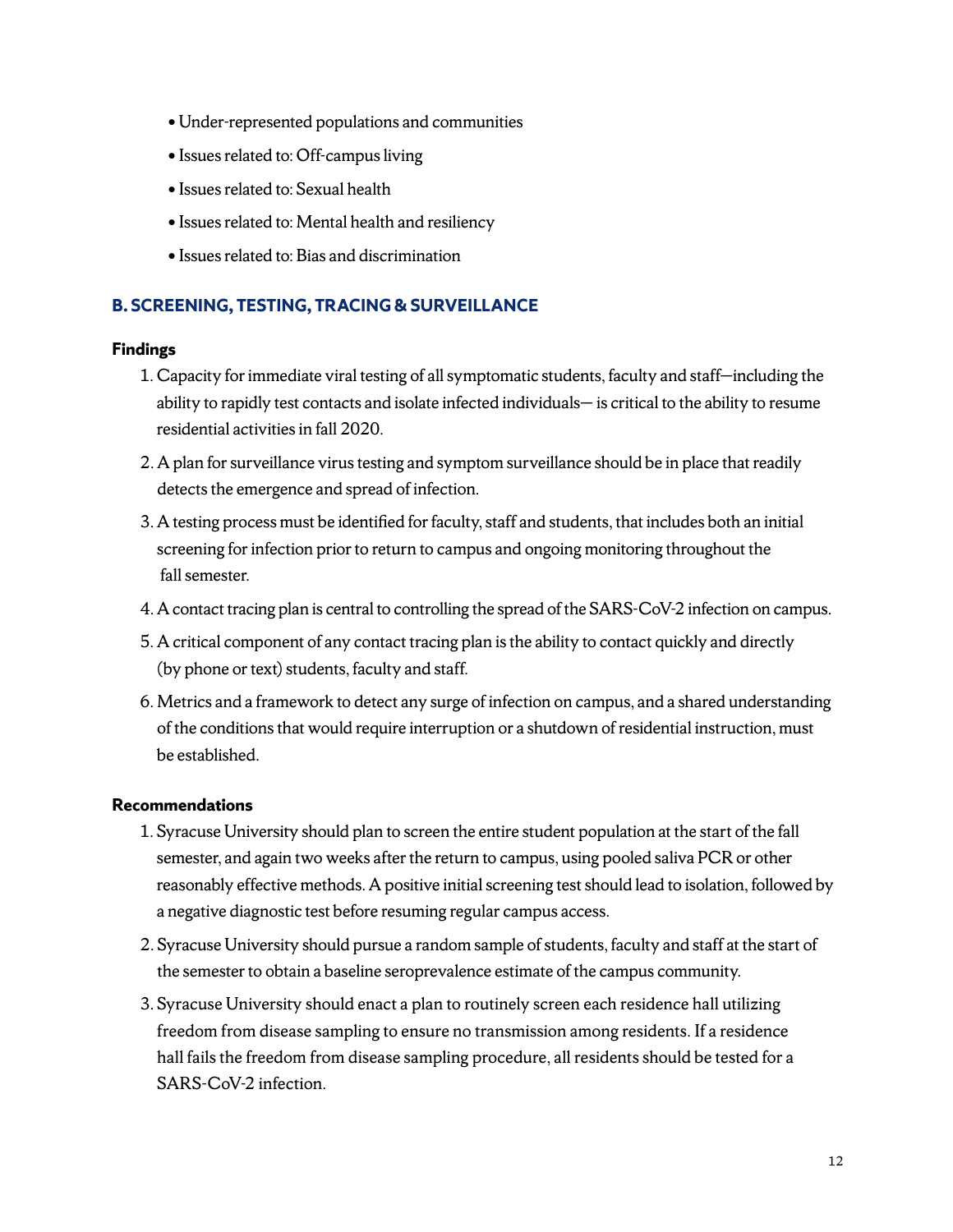- Under-represented populations and communities
- Issues related to: Off-campus living
- Issues related to: Sexual health
- Issues related to: Mental health and resiliency
- Issues related to: Bias and discrimination

## B. SCREENING, TESTING, TRACING & SURVEILLANCE

### Findings

1. Capacity for immediate viral testing of all symptomatic students, faculty and staff—including the ability to rapidly test contacts and isolate infected individuals— is critical to the ability to resume residential activities in fall 2020.
2. A plan for surveillance virus testing and symptom surveillance should be in place that readily detects the emergence and spread of infection.
3. A testing process must be identified for faculty, staff and students, that includes both an initial screening for infection prior to return to campus and ongoing monitoring throughout the fall semester.
4. A contact tracing plan is central to controlling the spread of the SARS-CoV-2 infection on campus.
5. A critical component of any contact tracing plan is the ability to contact quickly and directly (by phone or text) students, faculty and staff.
6. Metrics and a framework to detect any surge of infection on campus, and a shared understanding of the conditions that would require interruption or a shutdown of residential instruction, must be established.

### Recommendations

1. Syracuse University should plan to screen the entire student population at the start of the fall semester, and again two weeks after the return to campus, using pooled saliva PCR or other reasonably effective methods. A positive initial screening test should lead to isolation, followed by a negative diagnostic test before resuming regular campus access.
2. Syracuse University should pursue a random sample of students, faculty and staff at the start of the semester to obtain a baseline seroprevalence estimate of the campus community.
3. Syracuse University should enact a plan to routinely screen each residence hall utilizing freedom from disease sampling to ensure no transmission among residents. If a residence hall fails the freedom from disease sampling procedure, all residents should be tested for a SARS-CoV-2 infection.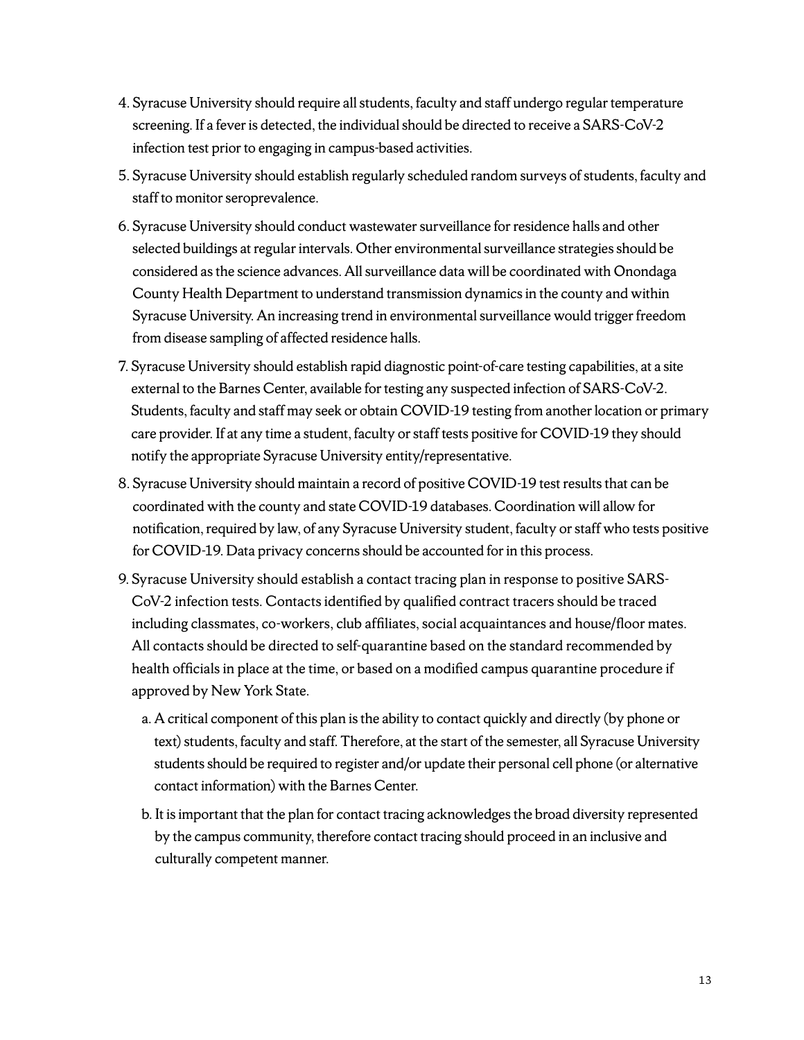4. Syracuse University should require all students, faculty and staff undergo regular temperature screening. If a fever is detected, the individual should be directed to receive a SARS-CoV-2 infection test prior to engaging in campus-based activities.
5. Syracuse University should establish regularly scheduled random surveys of students, faculty and staff to monitor seroprevalence.
6. Syracuse University should conduct wastewater surveillance for residence halls and other selected buildings at regular intervals. Other environmental surveillance strategies should be considered as the science advances. All surveillance data will be coordinated with Onondaga County Health Department to understand transmission dynamics in the county and within Syracuse University. An increasing trend in environmental surveillance would trigger freedom from disease sampling of affected residence halls.
7. Syracuse University should establish rapid diagnostic point-of-care testing capabilities, at a site external to the Barnes Center, available for testing any suspected infection of SARS-CoV-2. Students, faculty and staff may seek or obtain COVID-19 testing from another location or primary care provider. If at any time a student, faculty or staff tests positive for COVID-19 they should notify the appropriate Syracuse University entity/representative.
8. Syracuse University should maintain a record of positive COVID-19 test results that can be coordinated with the county and state COVID-19 databases. Coordination will allow for notification, required by law, of any Syracuse University student, faculty or staff who tests positive for COVID-19. Data privacy concerns should be accounted for in this process.
9. Syracuse University should establish a contact tracing plan in response to positive SARS-CoV-2 infection tests. Contacts identified by qualified contract tracers should be traced including classmates, co-workers, club affiliates, social acquaintances and house/floor mates. All contacts should be directed to self-quarantine based on the standard recommended by health officials in place at the time, or based on a modified campus quarantine procedure if approved by New York State.
   a. A critical component of this plan is the ability to contact quickly and directly (by phone or text) students, faculty and staff. Therefore, at the start of the semester, all Syracuse University students should be required to register and/or update their personal cell phone (or alternative contact information) with the Barnes Center.
   b. It is important that the plan for contact tracing acknowledges the broad diversity represented by the campus community, therefore contact tracing should proceed in an inclusive and culturally competent manner.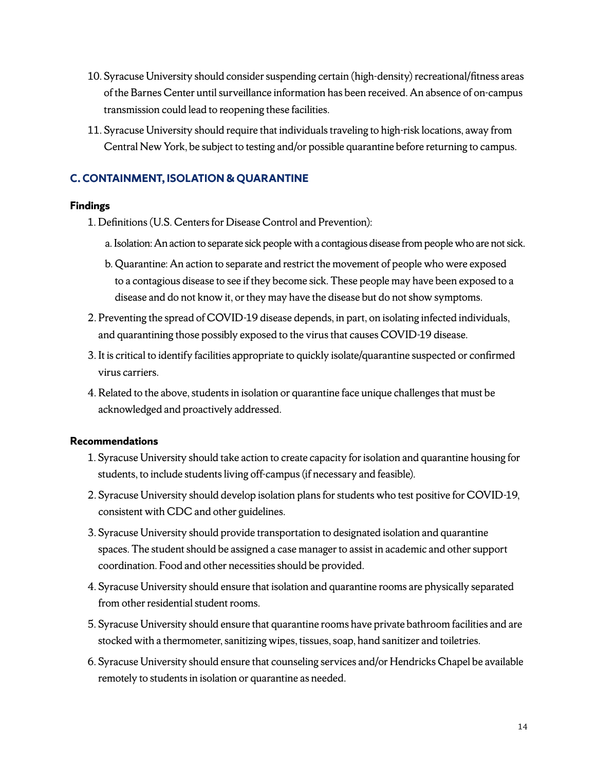10. Syracuse University should consider suspending certain (high-density) recreational/fitness areas of the Barnes Center until surveillance information has been received. An absence of on-campus transmission could lead to reopening these facilities.
11. Syracuse University should require that individuals traveling to high-risk locations, away from Central New York, be subject to testing and/or possible quarantine before returning to campus.

## C. CONTAINMENT, ISOLATION & QUARANTINE

### Findings

1. Definitions (U.S. Centers for Disease Control and Prevention):
   a. Isolation: An action to separate sick people with a contagious disease from people who are not sick.
   b. Quarantine: An action to separate and restrict the movement of people who were exposed to a contagious disease to see if they become sick. These people may have been exposed to a disease and do not know it, or they may have the disease but do not show symptoms.
2. Preventing the spread of COVID-19 disease depends, in part, on isolating infected individuals, and quarantining those possibly exposed to the virus that causes COVID-19 disease.
3. It is critical to identify facilities appropriate to quickly isolate/quarantine suspected or confirmed virus carriers.
4. Related to the above, students in isolation or quarantine face unique challenges that must be acknowledged and proactively addressed.

### Recommendations

1. Syracuse University should take action to create capacity for isolation and quarantine housing for students, to include students living off-campus (if necessary and feasible).
2. Syracuse University should develop isolation plans for students who test positive for COVID-19, consistent with CDC and other guidelines.
3. Syracuse University should provide transportation to designated isolation and quarantine spaces. The student should be assigned a case manager to assist in academic and other support coordination. Food and other necessities should be provided.
4. Syracuse University should ensure that isolation and quarantine rooms are physically separated from other residential student rooms.
5. Syracuse University should ensure that quarantine rooms have private bathroom facilities and are stocked with a thermometer, sanitizing wipes, tissues, soap, hand sanitizer and toiletries.
6. Syracuse University should ensure that counseling services and/or Hendricks Chapel be available remotely to students in isolation or quarantine as needed.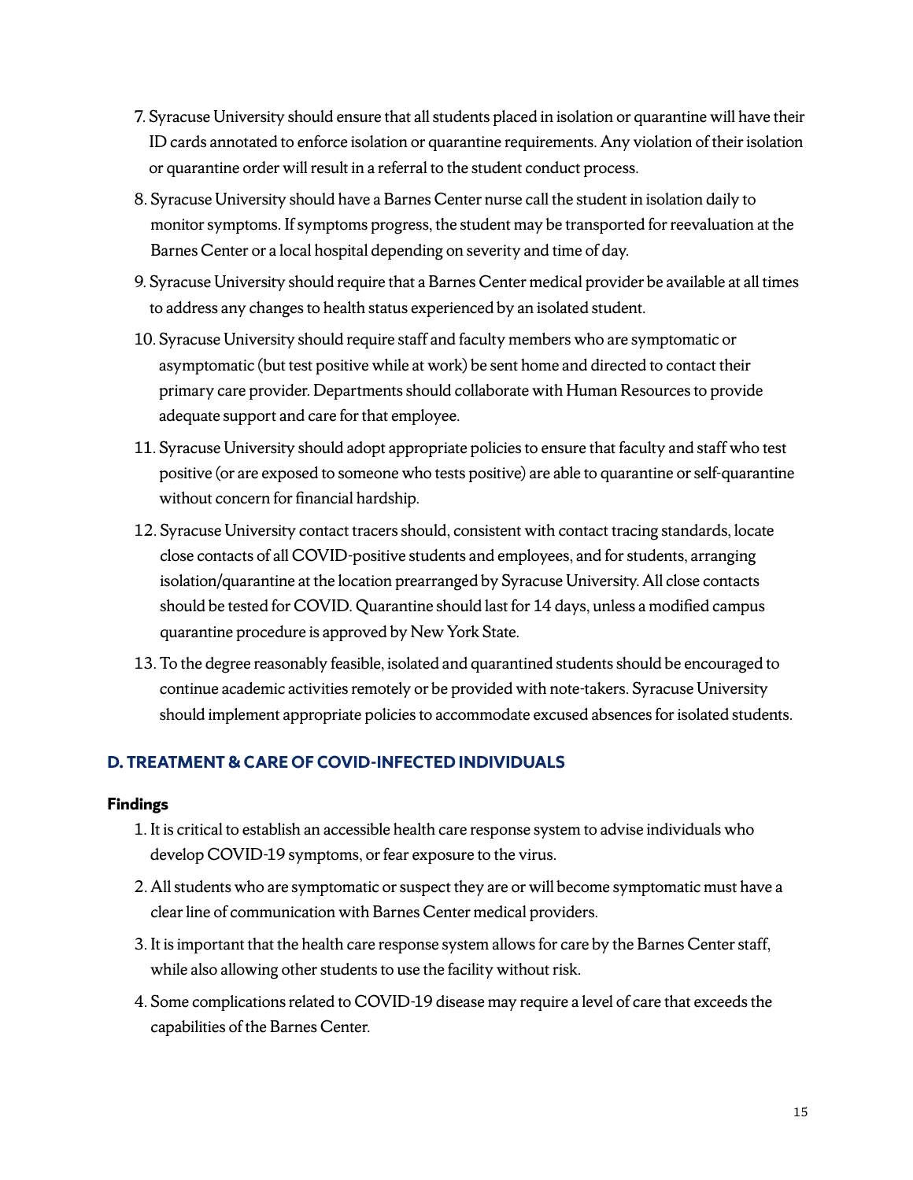7. Syracuse University should ensure that all students placed in isolation or quarantine will have their ID cards annotated to enforce isolation or quarantine requirements. Any violation of their isolation or quarantine order will result in a referral to the student conduct process.
8. Syracuse University should have a Barnes Center nurse call the student in isolation daily to monitor symptoms. If symptoms progress, the student may be transported for reevaluation at the Barnes Center or a local hospital depending on severity and time of day.
9. Syracuse University should require that a Barnes Center medical provider be available at all times to address any changes to health status experienced by an isolated student.
10. Syracuse University should require staff and faculty members who are symptomatic or asymptomatic (but test positive while at work) be sent home and directed to contact their primary care provider. Departments should collaborate with Human Resources to provide adequate support and care for that employee.
11. Syracuse University should adopt appropriate policies to ensure that faculty and staff who test positive (or are exposed to someone who tests positive) are able to quarantine or self-quarantine without concern for financial hardship.
12. Syracuse University contact tracers should, consistent with contact tracing standards, locate close contacts of all COVID-positive students and employees, and for students, arranging isolation/quarantine at the location prearranged by Syracuse University. All close contacts should be tested for COVID. Quarantine should last for 14 days, unless a modified campus quarantine procedure is approved by New York State.
13. To the degree reasonably feasible, isolated and quarantined students should be encouraged to continue academic activities remotely or be provided with note-takers. Syracuse University should implement appropriate policies to accommodate excused absences for isolated students.

## D. TREATMENT & CARE OF COVID-INFECTED INDIVIDUALS

### Findings

1. It is critical to establish an accessible health care response system to advise individuals who develop COVID-19 symptoms, or fear exposure to the virus.
2. All students who are symptomatic or suspect they are or will become symptomatic must have a clear line of communication with Barnes Center medical providers.
3. It is important that the health care response system allows for care by the Barnes Center staff, while also allowing other students to use the facility without risk.
4. Some complications related to COVID-19 disease may require a level of care that exceeds the capabilities of the Barnes Center.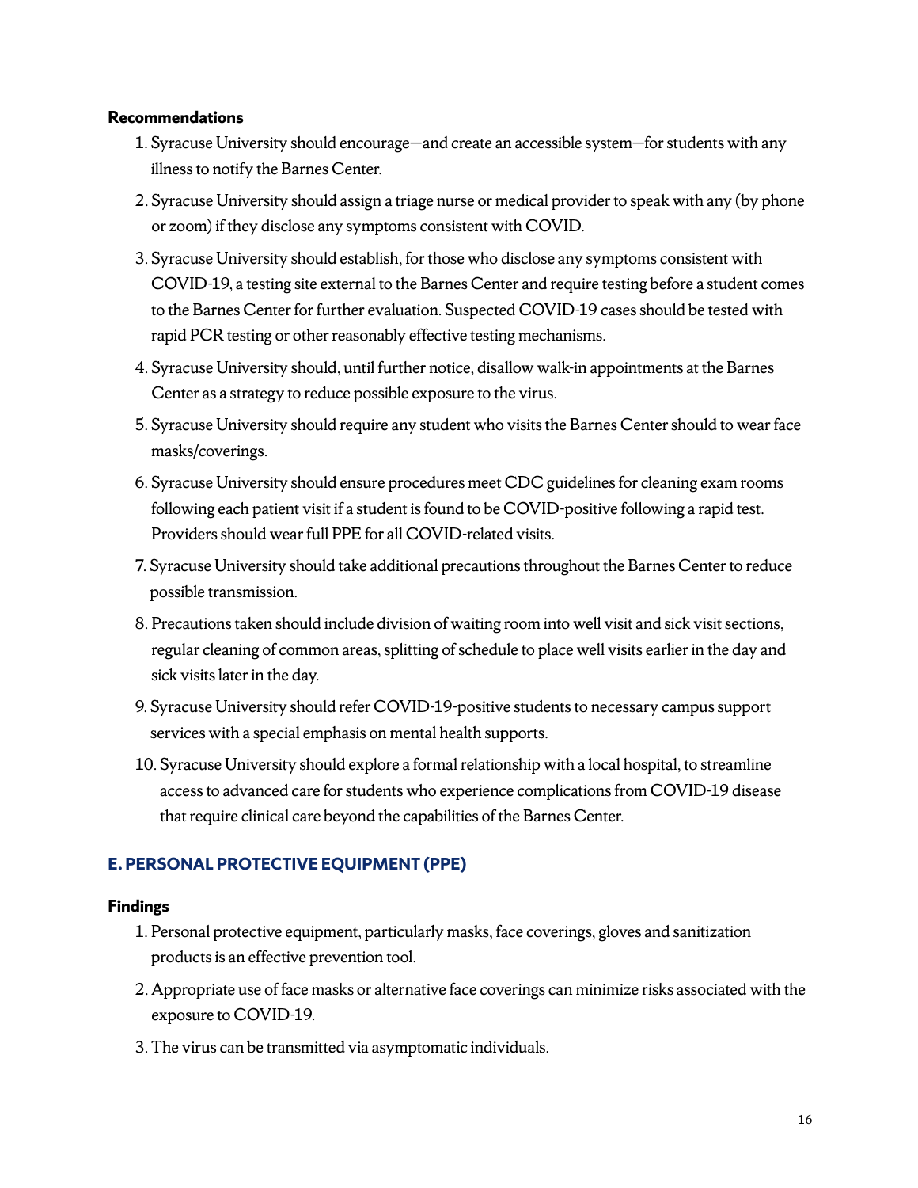**Recommendations**

1. Syracuse University should encourage—and create an accessible system—for students with any illness to notify the Barnes Center.
2. Syracuse University should assign a triage nurse or medical provider to speak with any (by phone or zoom) if they disclose any symptoms consistent with COVID.
3. Syracuse University should establish, for those who disclose any symptoms consistent with COVID-19, a testing site external to the Barnes Center and require testing before a student comes to the Barnes Center for further evaluation. Suspected COVID-19 cases should be tested with rapid PCR testing or other reasonably effective testing mechanisms.
4. Syracuse University should, until further notice, disallow walk-in appointments at the Barnes Center as a strategy to reduce possible exposure to the virus.
5. Syracuse University should require any student who visits the Barnes Center should to wear face masks/coverings.
6. Syracuse University should ensure procedures meet CDC guidelines for cleaning exam rooms following each patient visit if a student is found to be COVID-positive following a rapid test. Providers should wear full PPE for all COVID-related visits.
7. Syracuse University should take additional precautions throughout the Barnes Center to reduce possible transmission.
8. Precautions taken should include division of waiting room into well visit and sick visit sections, regular cleaning of common areas, splitting of schedule to place well visits earlier in the day and sick visits later in the day.
9. Syracuse University should refer COVID-19-positive students to necessary campus support services with a special emphasis on mental health supports.
10. Syracuse University should explore a formal relationship with a local hospital, to streamline access to advanced care for students who experience complications from COVID-19 disease that require clinical care beyond the capabilities of the Barnes Center.

## E. PERSONAL PROTECTIVE EQUIPMENT (PPE)

**Findings**

1. Personal protective equipment, particularly masks, face coverings, gloves and sanitization products is an effective prevention tool.
2. Appropriate use of face masks or alternative face coverings can minimize risks associated with the exposure to COVID-19.
3. The virus can be transmitted via asymptomatic individuals.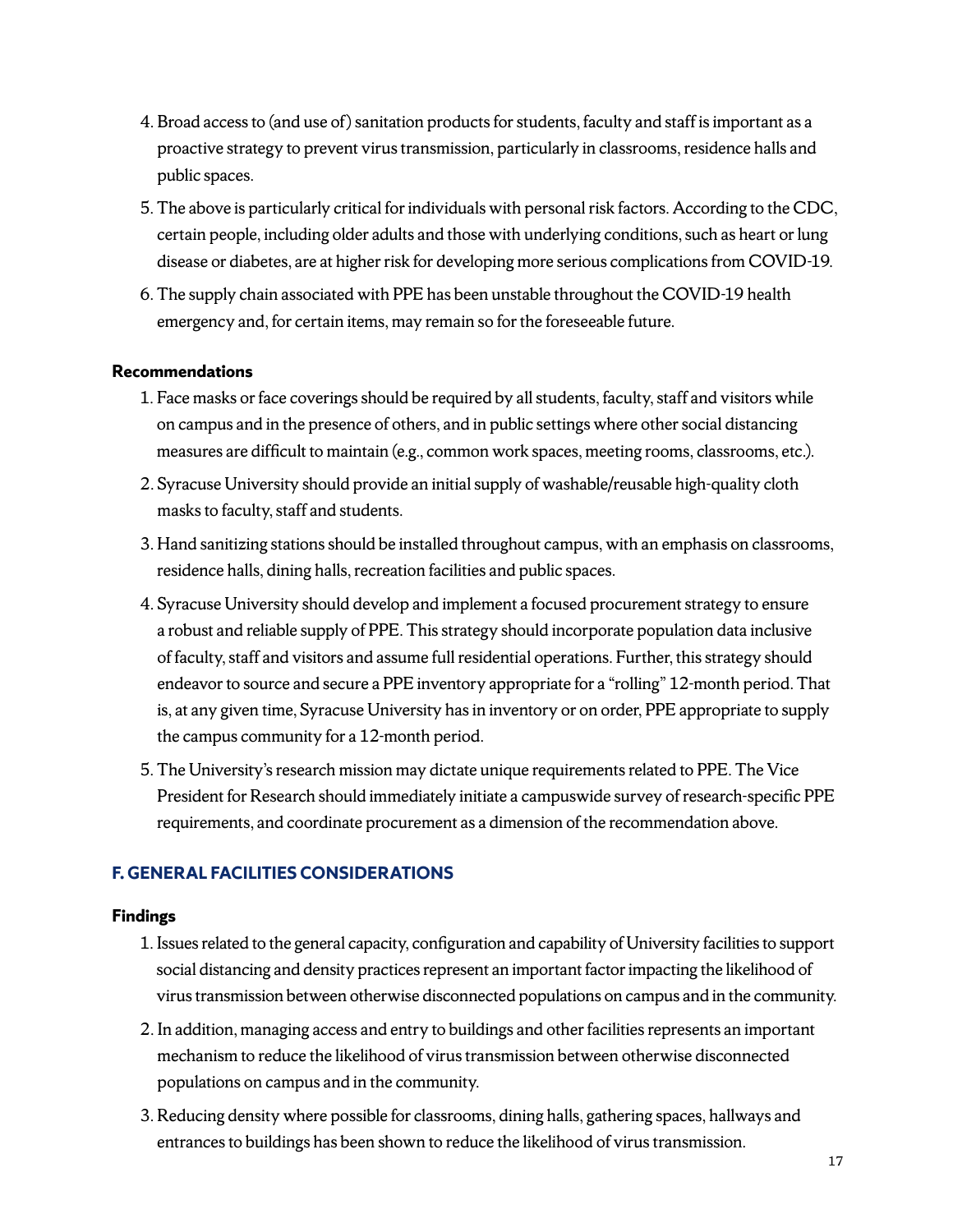4. Broad access to (and use of) sanitation products for students, faculty and staff is important as a proactive strategy to prevent virus transmission, particularly in classrooms, residence halls and public spaces.
5. The above is particularly critical for individuals with personal risk factors. According to the CDC, certain people, including older adults and those with underlying conditions, such as heart or lung disease or diabetes, are at higher risk for developing more serious complications from COVID-19.
6. The supply chain associated with PPE has been unstable throughout the COVID-19 health emergency and, for certain items, may remain so for the foreseeable future.

**Recommendations**

1. Face masks or face coverings should be required by all students, faculty, staff and visitors while on campus and in the presence of others, and in public settings where other social distancing measures are difficult to maintain (e.g., common work spaces, meeting rooms, classrooms, etc.).
2. Syracuse University should provide an initial supply of washable/reusable high-quality cloth masks to faculty, staff and students.
3. Hand sanitizing stations should be installed throughout campus, with an emphasis on classrooms, residence halls, dining halls, recreation facilities and public spaces.
4. Syracuse University should develop and implement a focused procurement strategy to ensure a robust and reliable supply of PPE. This strategy should incorporate population data inclusive of faculty, staff and visitors and assume full residential operations. Further, this strategy should endeavor to source and secure a PPE inventory appropriate for a "rolling" 12-month period. That is, at any given time, Syracuse University has in inventory or on order, PPE appropriate to supply the campus community for a 12-month period.
5. The University's research mission may dictate unique requirements related to PPE. The Vice President for Research should immediately initiate a campuswide survey of research-specific PPE requirements, and coordinate procurement as a dimension of the recommendation above.

## F. GENERAL FACILITIES CONSIDERATIONS

**Findings**

1. Issues related to the general capacity, configuration and capability of University facilities to support social distancing and density practices represent an important factor impacting the likelihood of virus transmission between otherwise disconnected populations on campus and in the community.
2. In addition, managing access and entry to buildings and other facilities represents an important mechanism to reduce the likelihood of virus transmission between otherwise disconnected populations on campus and in the community.
3. Reducing density where possible for classrooms, dining halls, gathering spaces, hallways and entrances to buildings has been shown to reduce the likelihood of virus transmission.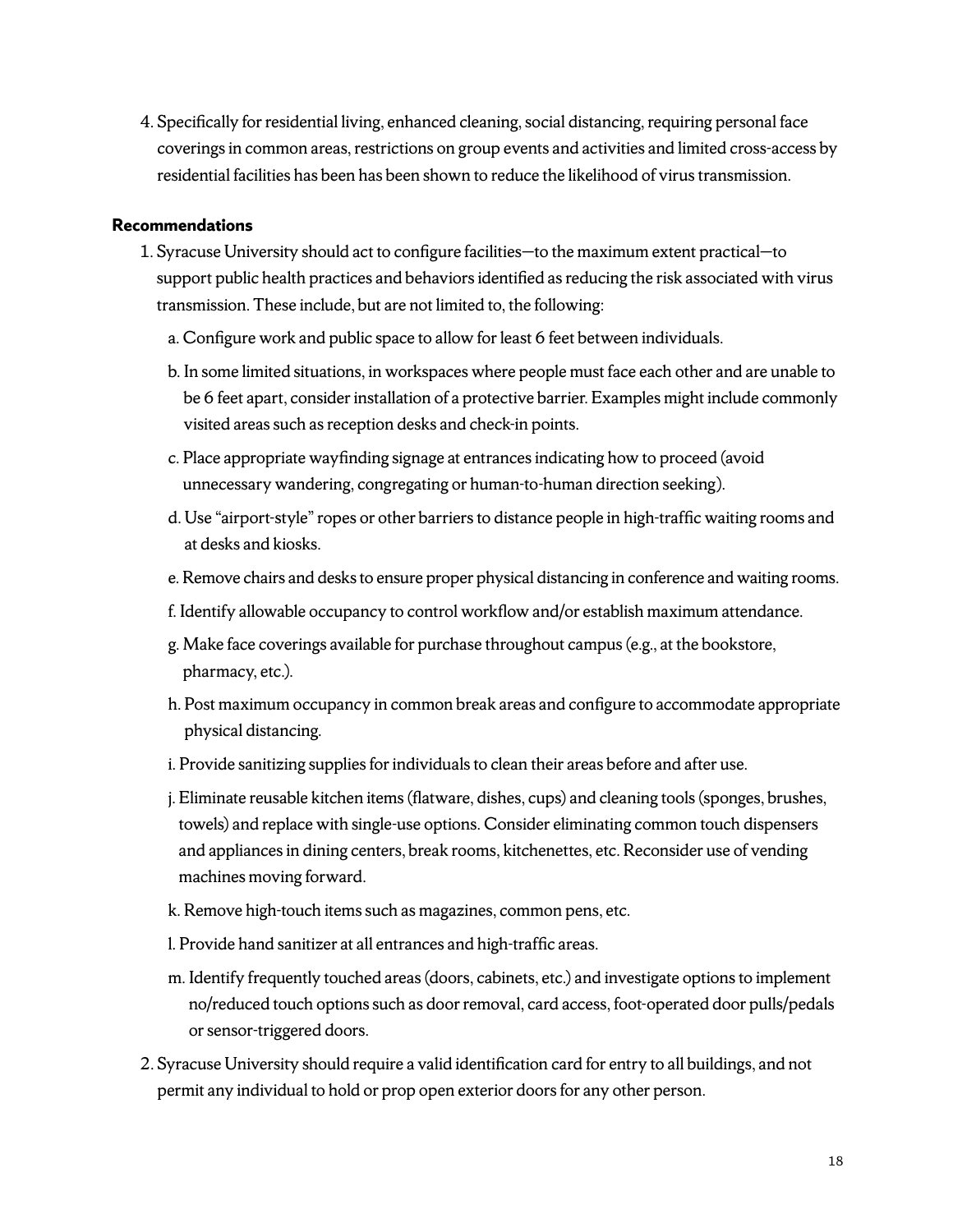4. Specifically for residential living, enhanced cleaning, social distancing, requiring personal face coverings in common areas, restrictions on group events and activities and limited cross-access by residential facilities has been has been shown to reduce the likelihood of virus transmission.

**Recommendations**

1. Syracuse University should act to configure facilities—to the maximum extent practical—to support public health practices and behaviors identified as reducing the risk associated with virus transmission. These include, but are not limited to, the following:
   a. Configure work and public space to allow for least 6 feet between individuals.
   b. In some limited situations, in workspaces where people must face each other and are unable to be 6 feet apart, consider installation of a protective barrier. Examples might include commonly visited areas such as reception desks and check-in points.
   c. Place appropriate wayfinding signage at entrances indicating how to proceed (avoid unnecessary wandering, congregating or human-to-human direction seeking).
   d. Use "airport-style" ropes or other barriers to distance people in high-traffic waiting rooms and at desks and kiosks.
   e. Remove chairs and desks to ensure proper physical distancing in conference and waiting rooms.
   f. Identify allowable occupancy to control workflow and/or establish maximum attendance.
   g. Make face coverings available for purchase throughout campus (e.g., at the bookstore, pharmacy, etc.).
   h. Post maximum occupancy in common break areas and configure to accommodate appropriate physical distancing.
   i. Provide sanitizing supplies for individuals to clean their areas before and after use.
   j. Eliminate reusable kitchen items (flatware, dishes, cups) and cleaning tools (sponges, brushes, towels) and replace with single-use options. Consider eliminating common touch dispensers and appliances in dining centers, break rooms, kitchenettes, etc. Reconsider use of vending machines moving forward.
   k. Remove high-touch items such as magazines, common pens, etc.
   l. Provide hand sanitizer at all entrances and high-traffic areas.
   m. Identify frequently touched areas (doors, cabinets, etc.) and investigate options to implement no/reduced touch options such as door removal, card access, foot-operated door pulls/pedals or sensor-triggered doors.
2. Syracuse University should require a valid identification card for entry to all buildings, and not permit any individual to hold or prop open exterior doors for any other person.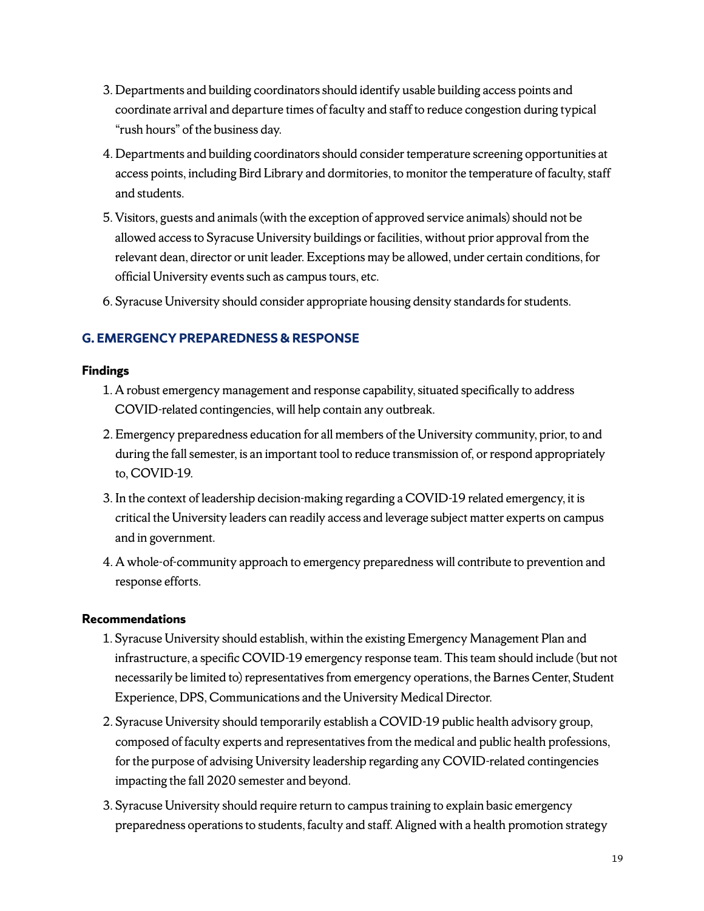3. Departments and building coordinators should identify usable building access points and coordinate arrival and departure times of faculty and staff to reduce congestion during typical "rush hours" of the business day.
4. Departments and building coordinators should consider temperature screening opportunities at access points, including Bird Library and dormitories, to monitor the temperature of faculty, staff and students.
5. Visitors, guests and animals (with the exception of approved service animals) should not be allowed access to Syracuse University buildings or facilities, without prior approval from the relevant dean, director or unit leader. Exceptions may be allowed, under certain conditions, for official University events such as campus tours, etc.
6. Syracuse University should consider appropriate housing density standards for students.

## G. EMERGENCY PREPAREDNESS & RESPONSE

**Findings**

1. A robust emergency management and response capability, situated specifically to address COVID-related contingencies, will help contain any outbreak.
2. Emergency preparedness education for all members of the University community, prior, to and during the fall semester, is an important tool to reduce transmission of, or respond appropriately to, COVID-19.
3. In the context of leadership decision-making regarding a COVID-19 related emergency, it is critical the University leaders can readily access and leverage subject matter experts on campus and in government.
4. A whole-of-community approach to emergency preparedness will contribute to prevention and response efforts.

**Recommendations**

1. Syracuse University should establish, within the existing Emergency Management Plan and infrastructure, a specific COVID-19 emergency response team. This team should include (but not necessarily be limited to) representatives from emergency operations, the Barnes Center, Student Experience, DPS, Communications and the University Medical Director.
2. Syracuse University should temporarily establish a COVID-19 public health advisory group, composed of faculty experts and representatives from the medical and public health professions, for the purpose of advising University leadership regarding any COVID-related contingencies impacting the fall 2020 semester and beyond.
3. Syracuse University should require return to campus training to explain basic emergency preparedness operations to students, faculty and staff. Aligned with a health promotion strategy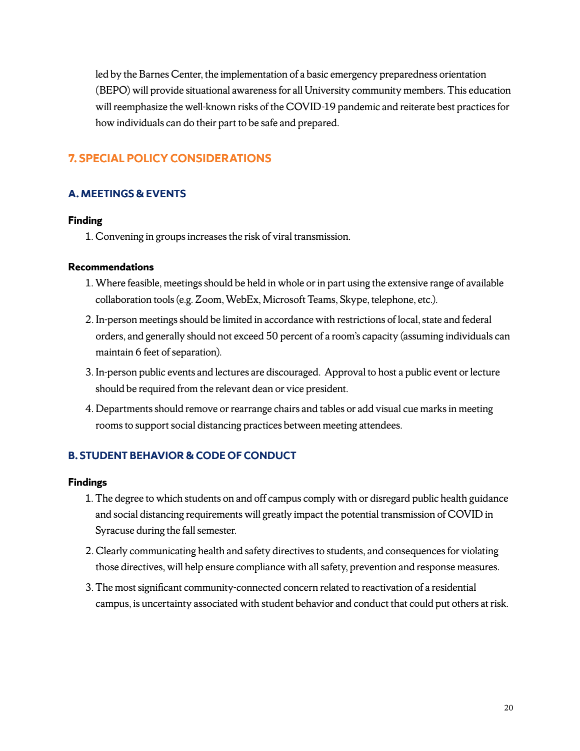led by the Barnes Center, the implementation of a basic emergency preparedness orientation (BEPO) will provide situational awareness for all University community members. This education will reemphasize the well-known risks of the COVID-19 pandemic and reiterate best practices for how individuals can do their part to be safe and prepared.

## 7. SPECIAL POLICY CONSIDERATIONS

### A. MEETINGS & EVENTS

**Finding**

1. Convening in groups increases the risk of viral transmission.

**Recommendations**

1. Where feasible, meetings should be held in whole or in part using the extensive range of available collaboration tools (e.g. Zoom, WebEx, Microsoft Teams, Skype, telephone, etc.).
2. In-person meetings should be limited in accordance with restrictions of local, state and federal orders, and generally should not exceed 50 percent of a room's capacity (assuming individuals can maintain 6 feet of separation).
3. In-person public events and lectures are discouraged. Approval to host a public event or lecture should be required from the relevant dean or vice president.
4. Departments should remove or rearrange chairs and tables or add visual cue marks in meeting rooms to support social distancing practices between meeting attendees.

### B. STUDENT BEHAVIOR & CODE OF CONDUCT

**Findings**

1. The degree to which students on and off campus comply with or disregard public health guidance and social distancing requirements will greatly impact the potential transmission of COVID in Syracuse during the fall semester.
2. Clearly communicating health and safety directives to students, and consequences for violating those directives, will help ensure compliance with all safety, prevention and response measures.
3. The most significant community-connected concern related to reactivation of a residential campus, is uncertainty associated with student behavior and conduct that could put others at risk.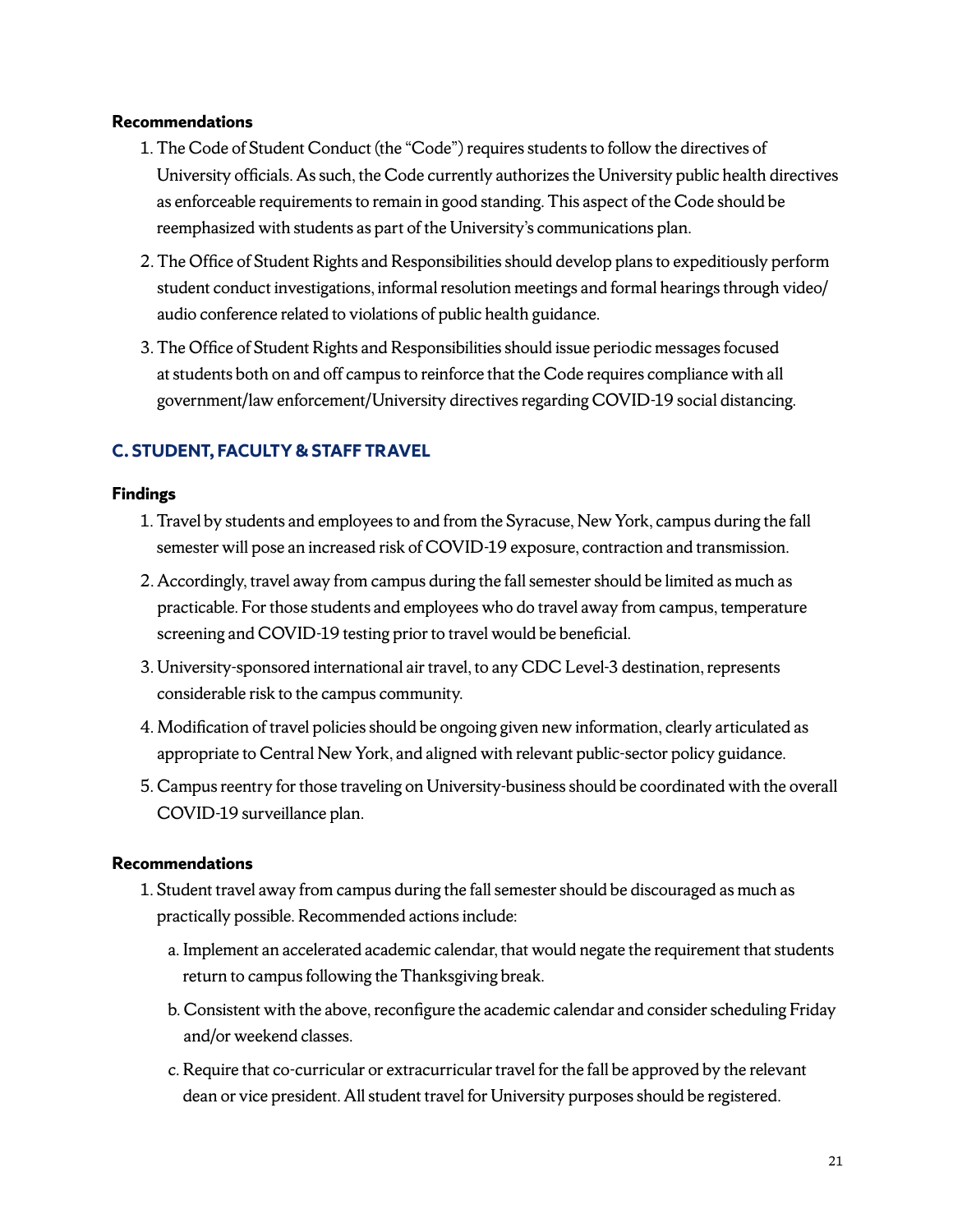**Recommendations**

1. The Code of Student Conduct (the "Code") requires students to follow the directives of University officials. As such, the Code currently authorizes the University public health directives as enforceable requirements to remain in good standing. This aspect of the Code should be reemphasized with students as part of the University's communications plan.
2. The Office of Student Rights and Responsibilities should develop plans to expeditiously perform student conduct investigations, informal resolution meetings and formal hearings through video/audio conference related to violations of public health guidance.
3. The Office of Student Rights and Responsibilities should issue periodic messages focused at students both on and off campus to reinforce that the Code requires compliance with all government/law enforcement/University directives regarding COVID-19 social distancing.

## C. STUDENT, FACULTY & STAFF TRAVEL

**Findings**

1. Travel by students and employees to and from the Syracuse, New York, campus during the fall semester will pose an increased risk of COVID-19 exposure, contraction and transmission.
2. Accordingly, travel away from campus during the fall semester should be limited as much as practicable. For those students and employees who do travel away from campus, temperature screening and COVID-19 testing prior to travel would be beneficial.
3. University-sponsored international air travel, to any CDC Level-3 destination, represents considerable risk to the campus community.
4. Modification of travel policies should be ongoing given new information, clearly articulated as appropriate to Central New York, and aligned with relevant public-sector policy guidance.
5. Campus reentry for those traveling on University-business should be coordinated with the overall COVID-19 surveillance plan.

**Recommendations**

1. Student travel away from campus during the fall semester should be discouraged as much as practically possible. Recommended actions include:
   a. Implement an accelerated academic calendar, that would negate the requirement that students return to campus following the Thanksgiving break.
   b. Consistent with the above, reconfigure the academic calendar and consider scheduling Friday and/or weekend classes.
   c. Require that co-curricular or extracurricular travel for the fall be approved by the relevant dean or vice president. All student travel for University purposes should be registered.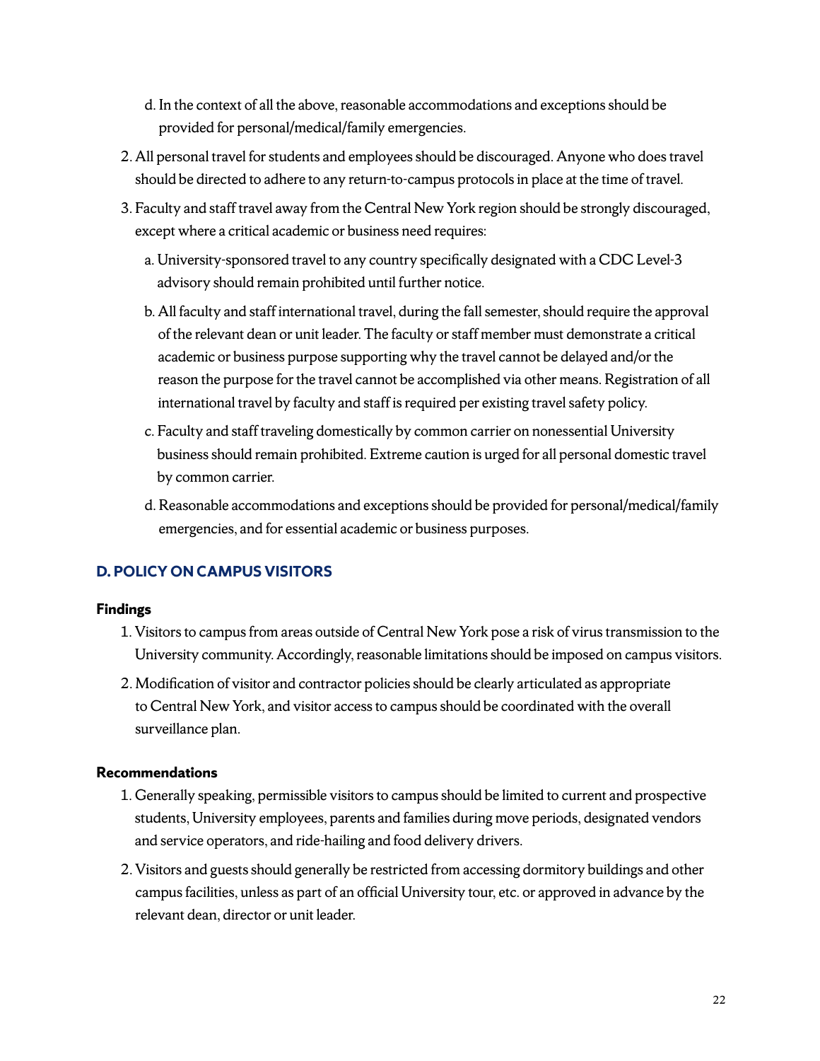d. In the context of all the above, reasonable accommodations and exceptions should be provided for personal/medical/family emergencies.

2. All personal travel for students and employees should be discouraged. Anyone who does travel should be directed to adhere to any return-to-campus protocols in place at the time of travel.

3. Faculty and staff travel away from the Central New York region should be strongly discouraged, except where a critical academic or business need requires:

   a. University-sponsored travel to any country specifically designated with a CDC Level-3 advisory should remain prohibited until further notice.

   b. All faculty and staff international travel, during the fall semester, should require the approval of the relevant dean or unit leader. The faculty or staff member must demonstrate a critical academic or business purpose supporting why the travel cannot be delayed and/or the reason the purpose for the travel cannot be accomplished via other means. Registration of all international travel by faculty and staff is required per existing travel safety policy.

   c. Faculty and staff traveling domestically by common carrier on nonessential University business should remain prohibited. Extreme caution is urged for all personal domestic travel by common carrier.

   d. Reasonable accommodations and exceptions should be provided for personal/medical/family emergencies, and for essential academic or business purposes.

## D. POLICY ON CAMPUS VISITORS

### Findings

1. Visitors to campus from areas outside of Central New York pose a risk of virus transmission to the University community. Accordingly, reasonable limitations should be imposed on campus visitors.

2. Modification of visitor and contractor policies should be clearly articulated as appropriate to Central New York, and visitor access to campus should be coordinated with the overall surveillance plan.

### Recommendations

1. Generally speaking, permissible visitors to campus should be limited to current and prospective students, University employees, parents and families during move periods, designated vendors and service operators, and ride-hailing and food delivery drivers.

2. Visitors and guests should generally be restricted from accessing dormitory buildings and other campus facilities, unless as part of an official University tour, etc. or approved in advance by the relevant dean, director or unit leader.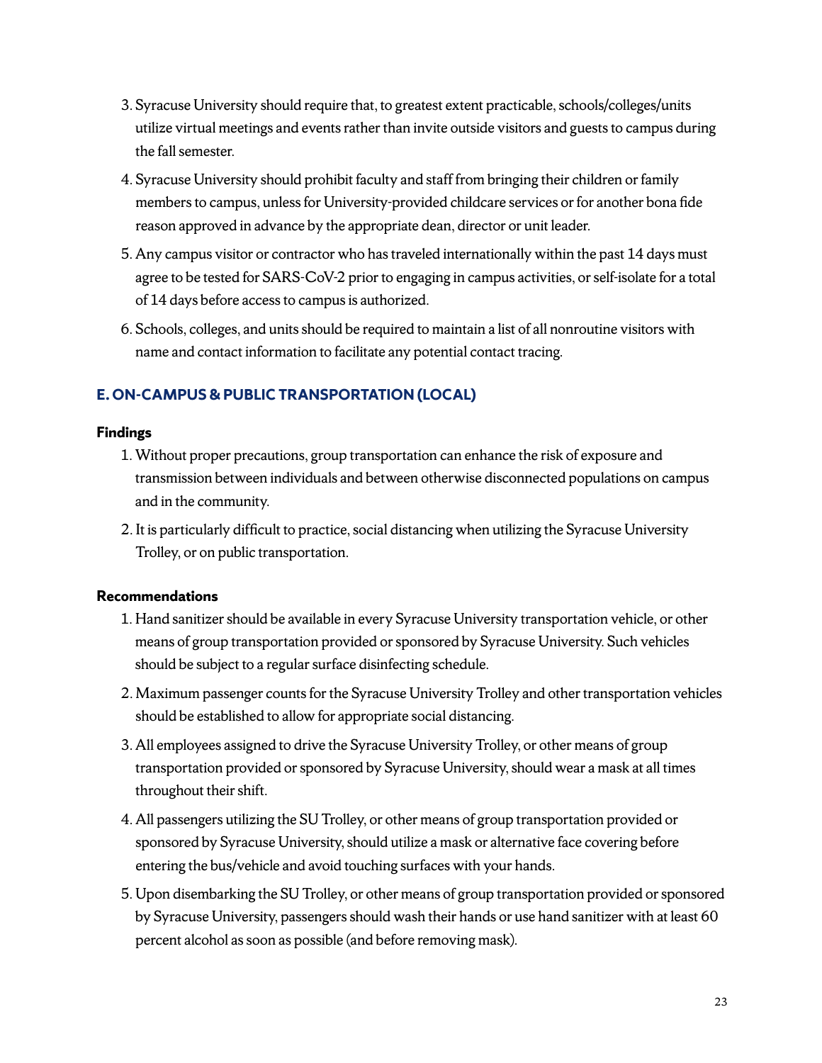3. Syracuse University should require that, to greatest extent practicable, schools/colleges/units utilize virtual meetings and events rather than invite outside visitors and guests to campus during the fall semester.
4. Syracuse University should prohibit faculty and staff from bringing their children or family members to campus, unless for University-provided childcare services or for another bona fide reason approved in advance by the appropriate dean, director or unit leader.
5. Any campus visitor or contractor who has traveled internationally within the past 14 days must agree to be tested for SARS-CoV-2 prior to engaging in campus activities, or self-isolate for a total of 14 days before access to campus is authorized.
6. Schools, colleges, and units should be required to maintain a list of all nonroutine visitors with name and contact information to facilitate any potential contact tracing.

## E. ON-CAMPUS & PUBLIC TRANSPORTATION (LOCAL)

**Findings**

1. Without proper precautions, group transportation can enhance the risk of exposure and transmission between individuals and between otherwise disconnected populations on campus and in the community.
2. It is particularly difficult to practice, social distancing when utilizing the Syracuse University Trolley, or on public transportation.

**Recommendations**

1. Hand sanitizer should be available in every Syracuse University transportation vehicle, or other means of group transportation provided or sponsored by Syracuse University. Such vehicles should be subject to a regular surface disinfecting schedule.
2. Maximum passenger counts for the Syracuse University Trolley and other transportation vehicles should be established to allow for appropriate social distancing.
3. All employees assigned to drive the Syracuse University Trolley, or other means of group transportation provided or sponsored by Syracuse University, should wear a mask at all times throughout their shift.
4. All passengers utilizing the SU Trolley, or other means of group transportation provided or sponsored by Syracuse University, should utilize a mask or alternative face covering before entering the bus/vehicle and avoid touching surfaces with your hands.
5. Upon disembarking the SU Trolley, or other means of group transportation provided or sponsored by Syracuse University, passengers should wash their hands or use hand sanitizer with at least 60 percent alcohol as soon as possible (and before removing mask).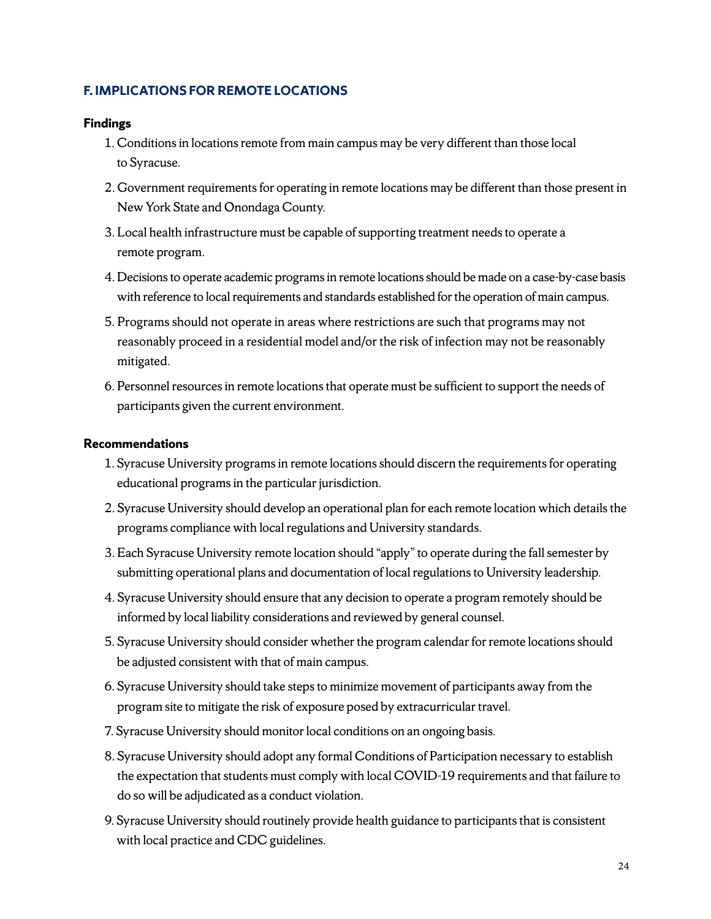## F. IMPLICATIONS FOR REMOTE LOCATIONS

### Findings

1. Conditions in locations remote from main campus may be very different than those local to Syracuse.
2. Government requirements for operating in remote locations may be different than those present in New York State and Onondaga County.
3. Local health infrastructure must be capable of supporting treatment needs to operate a remote program.
4. Decisions to operate academic programs in remote locations should be made on a case-by-case basis with reference to local requirements and standards established for the operation of main campus.
5. Programs should not operate in areas where restrictions are such that programs may not reasonably proceed in a residential model and/or the risk of infection may not be reasonably mitigated.
6. Personnel resources in remote locations that operate must be sufficient to support the needs of participants given the current environment.

### Recommendations

1. Syracuse University programs in remote locations should discern the requirements for operating educational programs in the particular jurisdiction.
2. Syracuse University should develop an operational plan for each remote location which details the programs compliance with local regulations and University standards.
3. Each Syracuse University remote location should "apply" to operate during the fall semester by submitting operational plans and documentation of local regulations to University leadership.
4. Syracuse University should ensure that any decision to operate a program remotely should be informed by local liability considerations and reviewed by general counsel.
5. Syracuse University should consider whether the program calendar for remote locations should be adjusted consistent with that of main campus.
6. Syracuse University should take steps to minimize movement of participants away from the program site to mitigate the risk of exposure posed by extracurricular travel.
7. Syracuse University should monitor local conditions on an ongoing basis.
8. Syracuse University should adopt any formal Conditions of Participation necessary to establish the expectation that students must comply with local COVID-19 requirements and that failure to do so will be adjudicated as a conduct violation.
9. Syracuse University should routinely provide health guidance to participants that is consistent with local practice and CDC guidelines.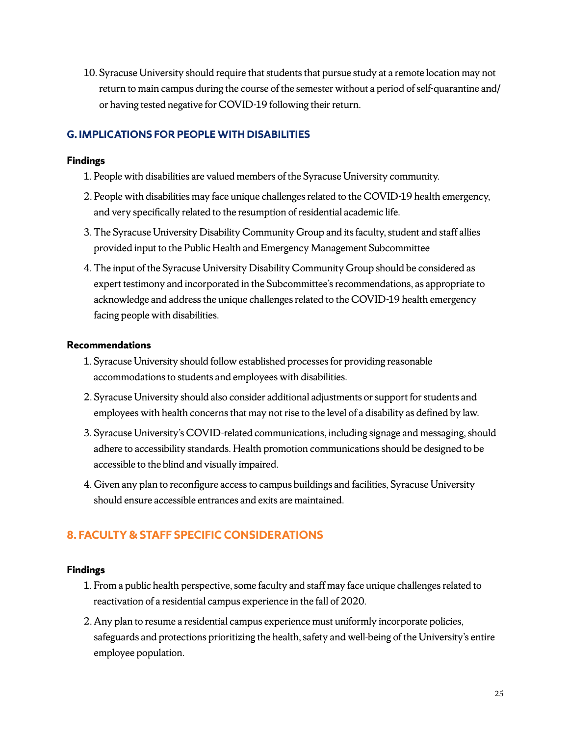10. Syracuse University should require that students that pursue study at a remote location may not return to main campus during the course of the semester without a period of self-quarantine and/or having tested negative for COVID-19 following their return.

### G. IMPLICATIONS FOR PEOPLE WITH DISABILITIES

**Findings**

1. People with disabilities are valued members of the Syracuse University community.
2. People with disabilities may face unique challenges related to the COVID-19 health emergency, and very specifically related to the resumption of residential academic life.
3. The Syracuse University Disability Community Group and its faculty, student and staff allies provided input to the Public Health and Emergency Management Subcommittee
4. The input of the Syracuse University Disability Community Group should be considered as expert testimony and incorporated in the Subcommittee's recommendations, as appropriate to acknowledge and address the unique challenges related to the COVID-19 health emergency facing people with disabilities.

**Recommendations**

1. Syracuse University should follow established processes for providing reasonable accommodations to students and employees with disabilities.
2. Syracuse University should also consider additional adjustments or support for students and employees with health concerns that may not rise to the level of a disability as defined by law.
3. Syracuse University's COVID-related communications, including signage and messaging, should adhere to accessibility standards. Health promotion communications should be designed to be accessible to the blind and visually impaired.
4. Given any plan to reconfigure access to campus buildings and facilities, Syracuse University should ensure accessible entrances and exits are maintained.

## 8. FACULTY & STAFF SPECIFIC CONSIDERATIONS

**Findings**

1. From a public health perspective, some faculty and staff may face unique challenges related to reactivation of a residential campus experience in the fall of 2020.
2. Any plan to resume a residential campus experience must uniformly incorporate policies, safeguards and protections prioritizing the health, safety and well-being of the University's entire employee population.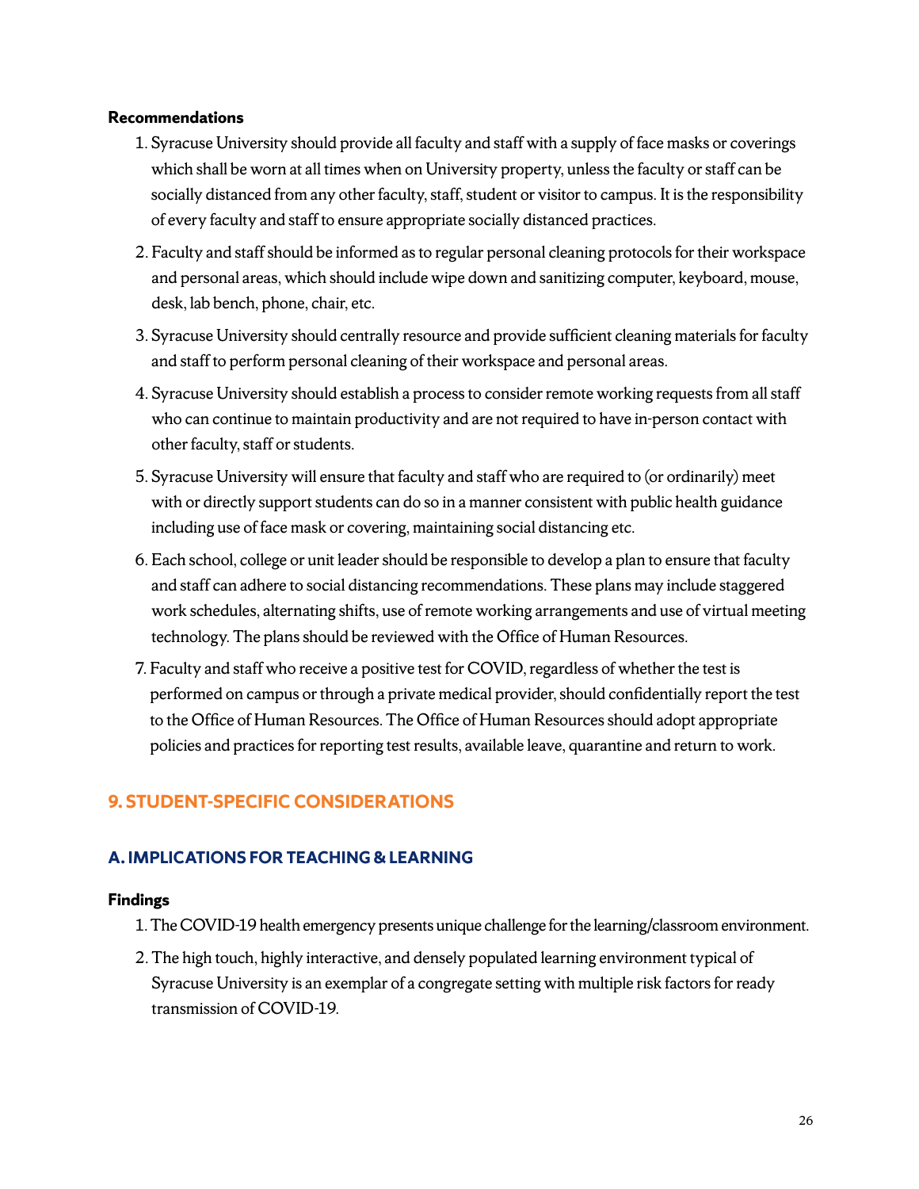**Recommendations**

1. Syracuse University should provide all faculty and staff with a supply of face masks or coverings which shall be worn at all times when on University property, unless the faculty or staff can be socially distanced from any other faculty, staff, student or visitor to campus. It is the responsibility of every faculty and staff to ensure appropriate socially distanced practices.
2. Faculty and staff should be informed as to regular personal cleaning protocols for their workspace and personal areas, which should include wipe down and sanitizing computer, keyboard, mouse, desk, lab bench, phone, chair, etc.
3. Syracuse University should centrally resource and provide sufficient cleaning materials for faculty and staff to perform personal cleaning of their workspace and personal areas.
4. Syracuse University should establish a process to consider remote working requests from all staff who can continue to maintain productivity and are not required to have in-person contact with other faculty, staff or students.
5. Syracuse University will ensure that faculty and staff who are required to (or ordinarily) meet with or directly support students can do so in a manner consistent with public health guidance including use of face mask or covering, maintaining social distancing etc.
6. Each school, college or unit leader should be responsible to develop a plan to ensure that faculty and staff can adhere to social distancing recommendations. These plans may include staggered work schedules, alternating shifts, use of remote working arrangements and use of virtual meeting technology. The plans should be reviewed with the Office of Human Resources.
7. Faculty and staff who receive a positive test for COVID, regardless of whether the test is performed on campus or through a private medical provider, should confidentially report the test to the Office of Human Resources. The Office of Human Resources should adopt appropriate policies and practices for reporting test results, available leave, quarantine and return to work.

## 9. STUDENT-SPECIFIC CONSIDERATIONS

### A. IMPLICATIONS FOR TEACHING & LEARNING

**Findings**

1. The COVID-19 health emergency presents unique challenge for the learning/classroom environment.
2. The high touch, highly interactive, and densely populated learning environment typical of Syracuse University is an exemplar of a congregate setting with multiple risk factors for ready transmission of COVID-19.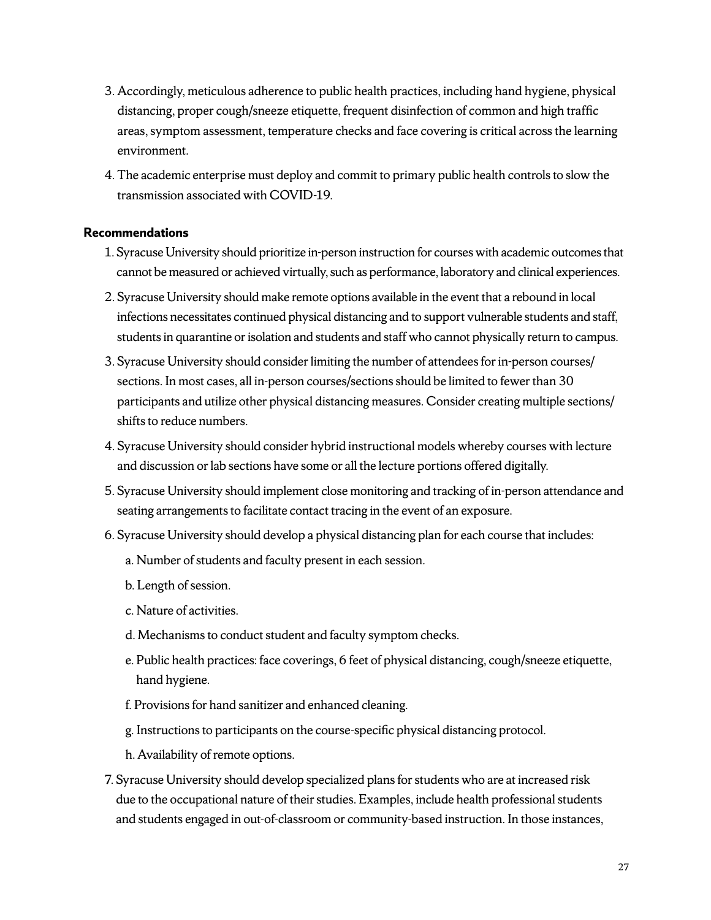3. Accordingly, meticulous adherence to public health practices, including hand hygiene, physical distancing, proper cough/sneeze etiquette, frequent disinfection of common and high traffic areas, symptom assessment, temperature checks and face covering is critical across the learning environment.
4. The academic enterprise must deploy and commit to primary public health controls to slow the transmission associated with COVID-19.

**Recommendations**

1. Syracuse University should prioritize in-person instruction for courses with academic outcomes that cannot be measured or achieved virtually, such as performance, laboratory and clinical experiences.
2. Syracuse University should make remote options available in the event that a rebound in local infections necessitates continued physical distancing and to support vulnerable students and staff, students in quarantine or isolation and students and staff who cannot physically return to campus.
3. Syracuse University should consider limiting the number of attendees for in-person courses/sections. In most cases, all in-person courses/sections should be limited to fewer than 30 participants and utilize other physical distancing measures. Consider creating multiple sections/shifts to reduce numbers.
4. Syracuse University should consider hybrid instructional models whereby courses with lecture and discussion or lab sections have some or all the lecture portions offered digitally.
5. Syracuse University should implement close monitoring and tracking of in-person attendance and seating arrangements to facilitate contact tracing in the event of an exposure.
6. Syracuse University should develop a physical distancing plan for each course that includes:
   a. Number of students and faculty present in each session.
   b. Length of session.
   c. Nature of activities.
   d. Mechanisms to conduct student and faculty symptom checks.
   e. Public health practices: face coverings, 6 feet of physical distancing, cough/sneeze etiquette, hand hygiene.
   f. Provisions for hand sanitizer and enhanced cleaning.
   g. Instructions to participants on the course-specific physical distancing protocol.
   h. Availability of remote options.
7. Syracuse University should develop specialized plans for students who are at increased risk due to the occupational nature of their studies. Examples, include health professional students and students engaged in out-of-classroom or community-based instruction. In those instances,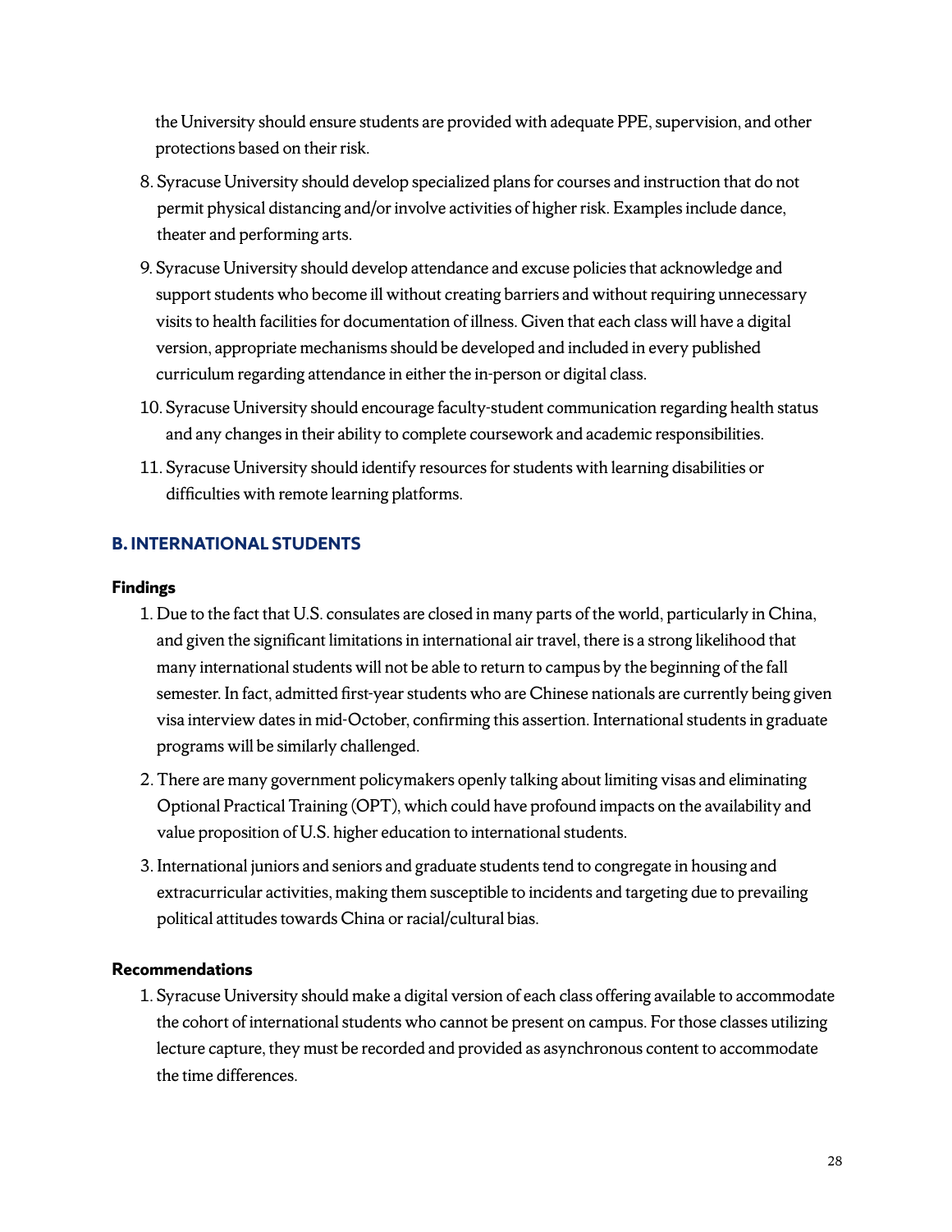the University should ensure students are provided with adequate PPE, supervision, and other protections based on their risk.

8. Syracuse University should develop specialized plans for courses and instruction that do not permit physical distancing and/or involve activities of higher risk. Examples include dance, theater and performing arts.
9. Syracuse University should develop attendance and excuse policies that acknowledge and support students who become ill without creating barriers and without requiring unnecessary visits to health facilities for documentation of illness. Given that each class will have a digital version, appropriate mechanisms should be developed and included in every published curriculum regarding attendance in either the in-person or digital class.
10. Syracuse University should encourage faculty-student communication regarding health status and any changes in their ability to complete coursework and academic responsibilities.
11. Syracuse University should identify resources for students with learning disabilities or difficulties with remote learning platforms.

## B. INTERNATIONAL STUDENTS

### Findings

1. Due to the fact that U.S. consulates are closed in many parts of the world, particularly in China, and given the significant limitations in international air travel, there is a strong likelihood that many international students will not be able to return to campus by the beginning of the fall semester. In fact, admitted first-year students who are Chinese nationals are currently being given visa interview dates in mid-October, confirming this assertion. International students in graduate programs will be similarly challenged.
2. There are many government policymakers openly talking about limiting visas and eliminating Optional Practical Training (OPT), which could have profound impacts on the availability and value proposition of U.S. higher education to international students.
3. International juniors and seniors and graduate students tend to congregate in housing and extracurricular activities, making them susceptible to incidents and targeting due to prevailing political attitudes towards China or racial/cultural bias.

### Recommendations

1. Syracuse University should make a digital version of each class offering available to accommodate the cohort of international students who cannot be present on campus. For those classes utilizing lecture capture, they must be recorded and provided as asynchronous content to accommodate the time differences.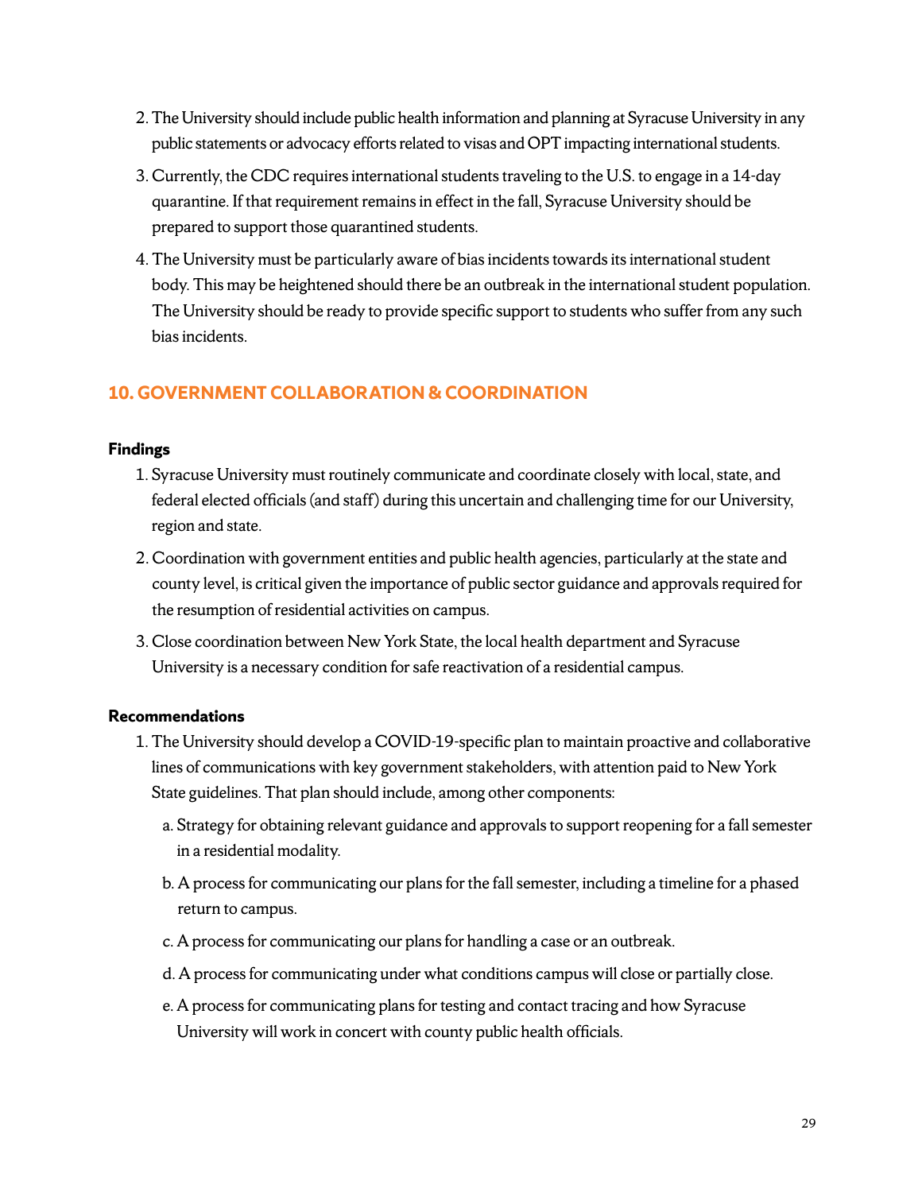2. The University should include public health information and planning at Syracuse University in any public statements or advocacy efforts related to visas and OPT impacting international students.
3. Currently, the CDC requires international students traveling to the U.S. to engage in a 14-day quarantine. If that requirement remains in effect in the fall, Syracuse University should be prepared to support those quarantined students.
4. The University must be particularly aware of bias incidents towards its international student body. This may be heightened should there be an outbreak in the international student population. The University should be ready to provide specific support to students who suffer from any such bias incidents.

## 10. GOVERNMENT COLLABORATION & COORDINATION

### Findings

1. Syracuse University must routinely communicate and coordinate closely with local, state, and federal elected officials (and staff) during this uncertain and challenging time for our University, region and state.
2. Coordination with government entities and public health agencies, particularly at the state and county level, is critical given the importance of public sector guidance and approvals required for the resumption of residential activities on campus.
3. Close coordination between New York State, the local health department and Syracuse University is a necessary condition for safe reactivation of a residential campus.

### Recommendations

1. The University should develop a COVID-19-specific plan to maintain proactive and collaborative lines of communications with key government stakeholders, with attention paid to New York State guidelines. That plan should include, among other components:
   a. Strategy for obtaining relevant guidance and approvals to support reopening for a fall semester in a residential modality.
   b. A process for communicating our plans for the fall semester, including a timeline for a phased return to campus.
   c. A process for communicating our plans for handling a case or an outbreak.
   d. A process for communicating under what conditions campus will close or partially close.
   e. A process for communicating plans for testing and contact tracing and how Syracuse University will work in concert with county public health officials.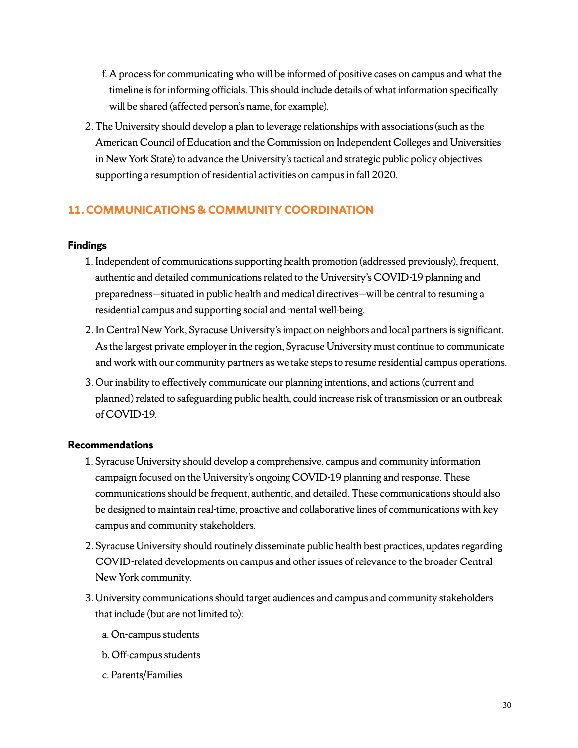f. A process for communicating who will be informed of positive cases on campus and what the timeline is for informing officials. This should include details of what information specifically will be shared (affected person's name, for example).

2. The University should develop a plan to leverage relationships with associations (such as the American Council of Education and the Commission on Independent Colleges and Universities in New York State) to advance the University's tactical and strategic public policy objectives supporting a resumption of residential activities on campus in fall 2020.

## 11. COMMUNICATIONS & COMMUNITY COORDINATION

### Findings

1. Independent of communications supporting health promotion (addressed previously), frequent, authentic and detailed communications related to the University's COVID-19 planning and preparedness—situated in public health and medical directives—will be central to resuming a residential campus and supporting social and mental well-being.
2. In Central New York, Syracuse University's impact on neighbors and local partners is significant. As the largest private employer in the region, Syracuse University must continue to communicate and work with our community partners as we take steps to resume residential campus operations.
3. Our inability to effectively communicate our planning intentions, and actions (current and planned) related to safeguarding public health, could increase risk of transmission or an outbreak of COVID-19.

### Recommendations

1. Syracuse University should develop a comprehensive, campus and community information campaign focused on the University's ongoing COVID-19 planning and response. These communications should be frequent, authentic, and detailed. These communications should also be designed to maintain real-time, proactive and collaborative lines of communications with key campus and community stakeholders.
2. Syracuse University should routinely disseminate public health best practices, updates regarding COVID-related developments on campus and other issues of relevance to the broader Central New York community.
3. University communications should target audiences and campus and community stakeholders that include (but are not limited to):
   a. On-campus students
   b. Off-campus students
   c. Parents/Families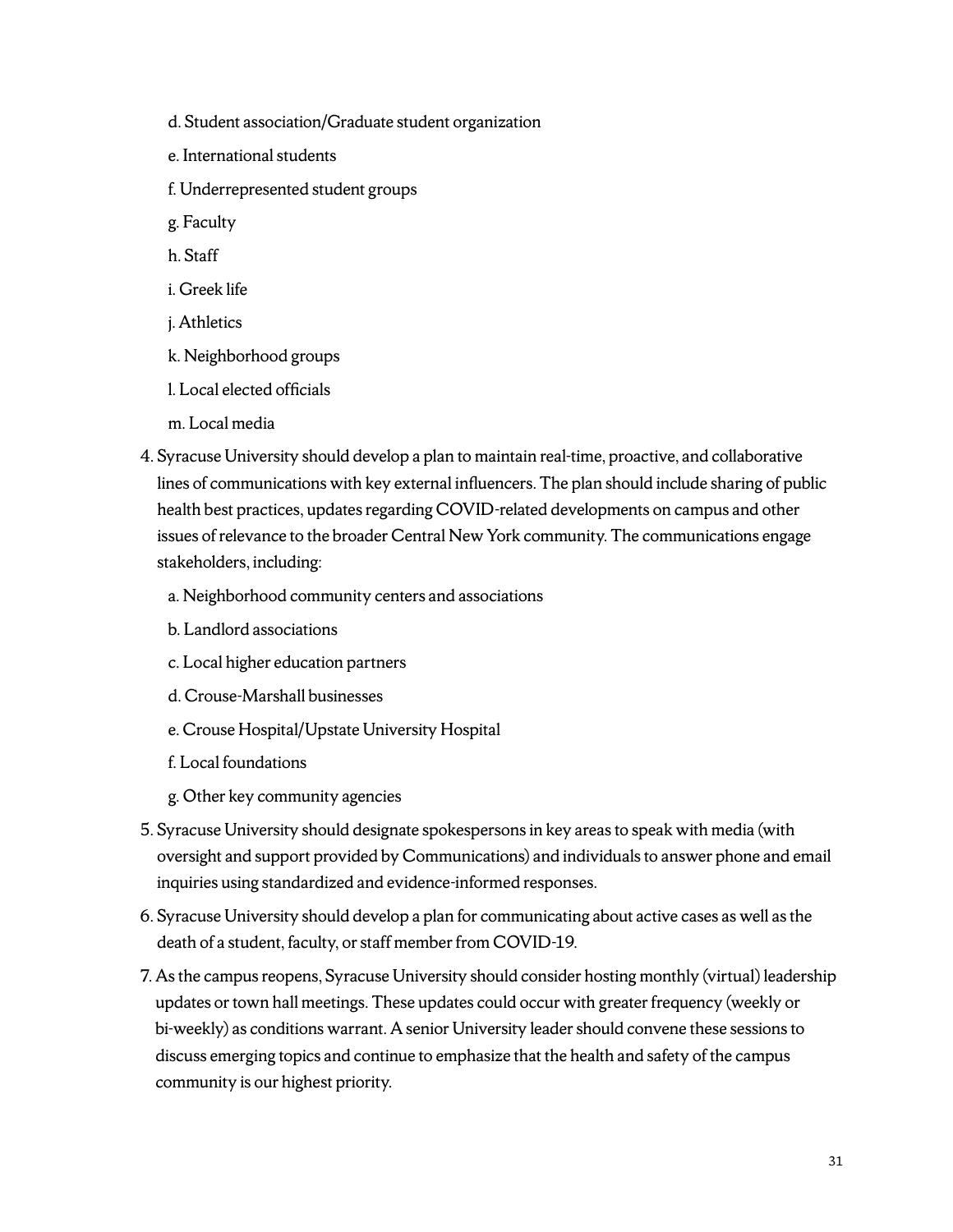d. Student association/Graduate student organization

   e. International students

   f. Underrepresented student groups

   g. Faculty

   h. Staff

   i. Greek life

   j. Athletics

   k. Neighborhood groups

   l. Local elected officials

   m. Local media

4. Syracuse University should develop a plan to maintain real-time, proactive, and collaborative lines of communications with key external influencers. The plan should include sharing of public health best practices, updates regarding COVID-related developments on campus and other issues of relevance to the broader Central New York community. The communications engage stakeholders, including:

   a. Neighborhood community centers and associations

   b. Landlord associations

   c. Local higher education partners

   d. Crouse-Marshall businesses

   e. Crouse Hospital/Upstate University Hospital

   f. Local foundations

   g. Other key community agencies

5. Syracuse University should designate spokespersons in key areas to speak with media (with oversight and support provided by Communications) and individuals to answer phone and email inquiries using standardized and evidence-informed responses.

6. Syracuse University should develop a plan for communicating about active cases as well as the death of a student, faculty, or staff member from COVID-19.

7. As the campus reopens, Syracuse University should consider hosting monthly (virtual) leadership updates or town hall meetings. These updates could occur with greater frequency (weekly or bi-weekly) as conditions warrant. A senior University leader should convene these sessions to discuss emerging topics and continue to emphasize that the health and safety of the campus community is our highest priority.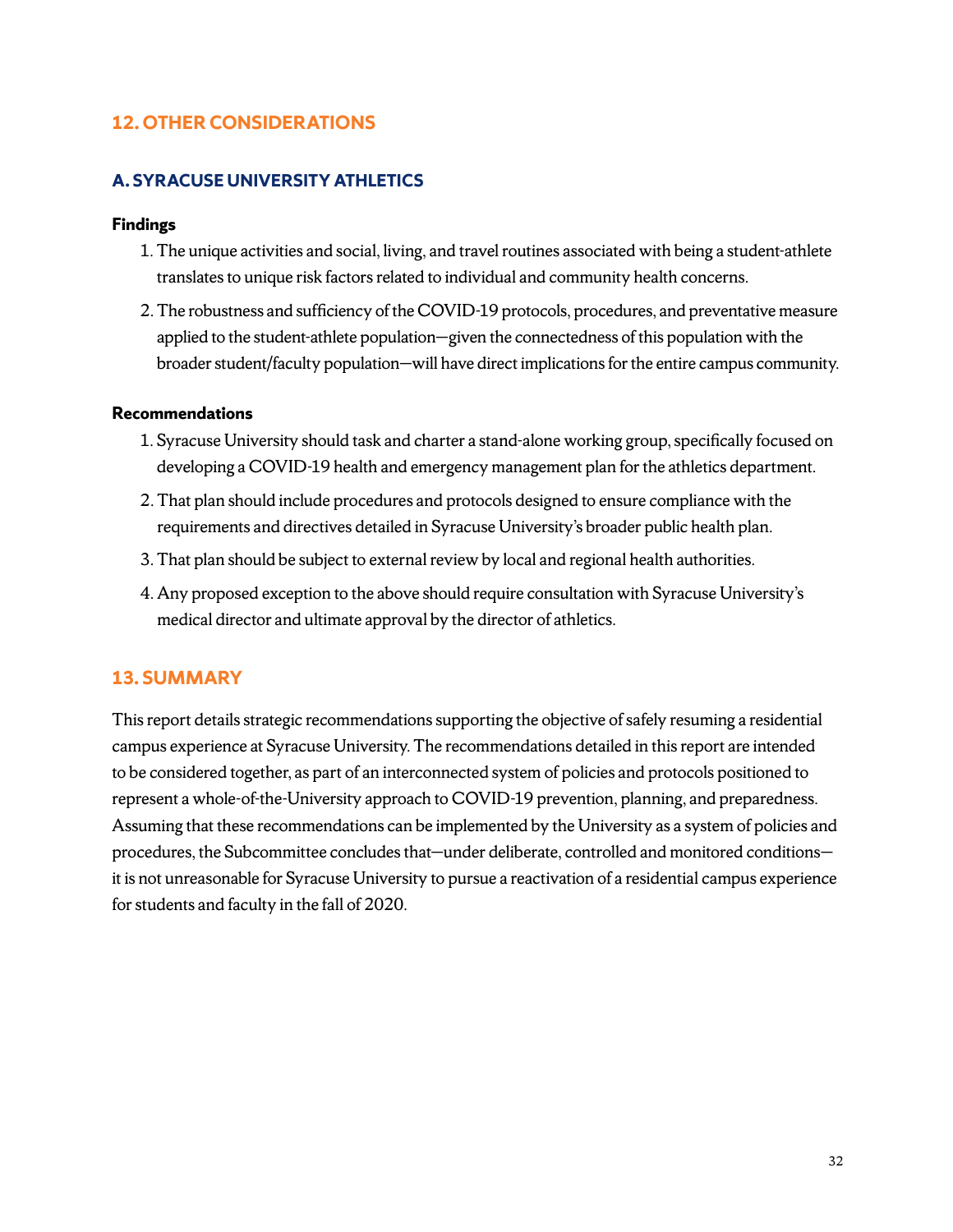## 12. OTHER CONSIDERATIONS

### A. SYRACUSE UNIVERSITY ATHLETICS

**Findings**

1. The unique activities and social, living, and travel routines associated with being a student-athlete translates to unique risk factors related to individual and community health concerns.
2. The robustness and sufficiency of the COVID-19 protocols, procedures, and preventative measure applied to the student-athlete population—given the connectedness of this population with the broader student/faculty population—will have direct implications for the entire campus community.

**Recommendations**

1. Syracuse University should task and charter a stand-alone working group, specifically focused on developing a COVID-19 health and emergency management plan for the athletics department.
2. That plan should include procedures and protocols designed to ensure compliance with the requirements and directives detailed in Syracuse University's broader public health plan.
3. That plan should be subject to external review by local and regional health authorities.
4. Any proposed exception to the above should require consultation with Syracuse University's medical director and ultimate approval by the director of athletics.

## 13. SUMMARY

This report details strategic recommendations supporting the objective of safely resuming a residential campus experience at Syracuse University. The recommendations detailed in this report are intended to be considered together, as part of an interconnected system of policies and protocols positioned to represent a whole-of-the-University approach to COVID-19 prevention, planning, and preparedness. Assuming that these recommendations can be implemented by the University as a system of policies and procedures, the Subcommittee concludes that—under deliberate, controlled and monitored conditions—it is not unreasonable for Syracuse University to pursue a reactivation of a residential campus experience for students and faculty in the fall of 2020.